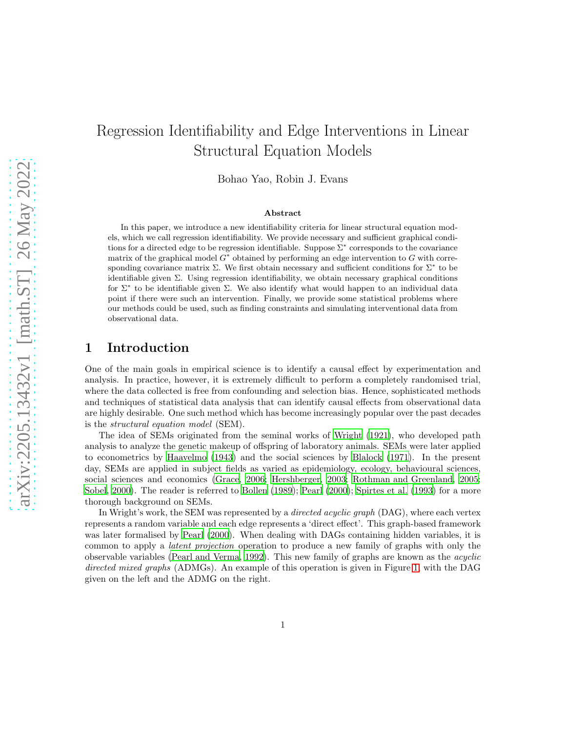# Regression Identifiability and Edge Interventions in Linear Structural Equation Models

Bohao Yao, Robin J. Evans

### Abstract

In this paper, we introduce a new identifiability criteria for linear structural equation models, which we call regression identifiability. We provide necessary and sufficient graphical conditions for a directed edge to be regression identifiable. Suppose $\Sigma^*$ corresponds to the covariance matrix of the graphical model $G^*$ obtained by performing an edge intervention to $G$ with corresponding covariance matrix $\Sigma$. We first obtain necessary and sufficient conditions for $\Sigma^*$ to be identifiable given $\Sigma$. Using regression identifiability, we obtain necessary graphical conditions for $\Sigma^*$ to be identifiable given $\Sigma$. We also identify what would happen to an individual data point if there were such an intervention. Finally, we provide some statistical problems where our methods could be used, such as finding constraints and simulating interventional data from observational data.

## 1 Introduction

One of the main goals in empirical science is to identify a causal effect by experimentation and analysis. In practice, however, it is extremely difficult to perform a completely randomised trial, where the data collected is free from confounding and selection bias. Hence, sophisticated methods and techniques of statistical data analysis that can identify causal effects from observational data are highly desirable. One such method which has become increasingly popular over the past decades is the *structural equation model* (SEM).

The idea of SEMs originated from the seminal works of Wright (1921), who developed path analysis to analyze the genetic makeup of offspring of laboratory animals. SEMs were later applied to econometrics by Haavelmo (1943) and the social sciences by Blalock (1971). In the present day, SEMs are applied in subject fields as varied as epidemiology, ecology, behavioural sciences, social sciences and economics (Grace, 2006; Hershberger, 2003; Rothman and Greenland, 2005; Sobel, 2000). The reader is referred to Bollen (1989); Pearl (2000); Spirtes et al. (1993) for a more thorough background on SEMs.

In Wright's work, the SEM was represented by a *directed acyclic graph* (DAG), where each vertex represents a random variable and each edge represents a 'direct effect'. This graph-based framework was later formalised by Pearl (2000). When dealing with DAGs containing hidden variables, it is common to apply a *latent projection* operation to produce a new family of graphs with only the observable variables (Pearl and Verma, 1992). This new family of graphs are known as the *acyclic directed mixed graphs* (ADMGs). An example of this operation is given in Figure 1, with the DAG given on the left and the ADMG on the right.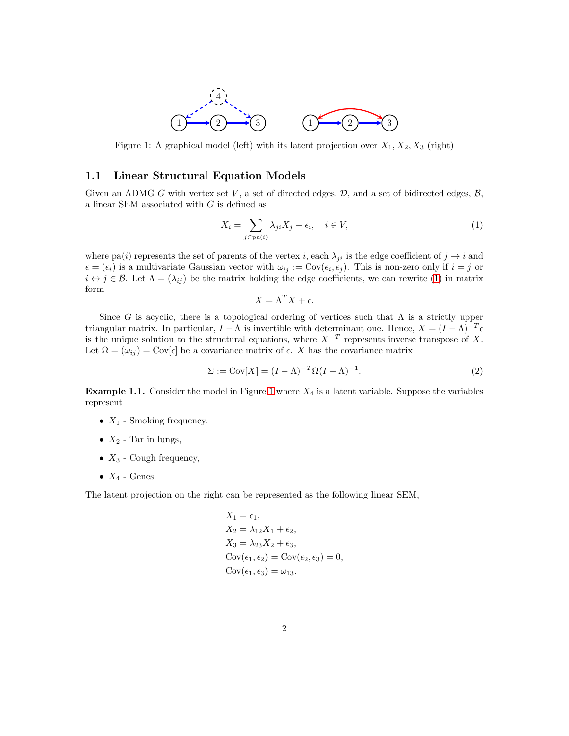Figure 1: A graphical model (left) with its latent projection over $X_1, X_2, X_3$ (right)

### 1.1 Linear Structural Equation Models

Given an ADMG $G$ with vertex set $V$, a set of directed edges, $\mathcal{D}$, and a set of bidirected edges, $\mathcal{B}$, a linear SEM associated with $G$ is defined as

$$X_i = \sum_{j \in \text{pa}(i)} \lambda_{ji} X_j + \epsilon_i, \quad i \in V, \tag{1}$$

where $\text{pa}(i)$ represents the set of parents of the vertex $i$, each $\lambda_{ji}$ is the edge coefficient of $j \to i$ and $\epsilon = (\epsilon_i)$ is a multivariate Gaussian vector with $\omega_{ij} := \text{Cov}(\epsilon_i, \epsilon_j)$. This is non-zero only if $i = j$ or $i \leftrightarrow j \in \mathcal{B}$. Let $\Lambda = (\lambda_{ij})$ be the matrix holding the edge coefficients, we can rewrite (1) in matrix form

$$X = \Lambda^T X + \epsilon.$$

Since $G$ is acyclic, there is a topological ordering of vertices such that $\Lambda$ is a strictly upper triangular matrix. In particular, $I - \Lambda$ is invertible with determinant one. Hence, $X = (I - \Lambda)^{-T}\epsilon$ is the unique solution to the structural equations, where $X^{-T}$ represents inverse transpose of $X$. Let $\Omega = (\omega_{ij}) = \text{Cov}[\epsilon]$ be a covariance matrix of $\epsilon$. $X$ has the covariance matrix

$$\Sigma := \text{Cov}[X] = (I - \Lambda)^{-T} \Omega (I - \Lambda)^{-1}. \tag{2}$$

**Example 1.1.** Consider the model in Figure 1 where $X_4$ is a latent variable. Suppose the variables represent

- $X_1$ - Smoking frequency,
- $X_2$ - Tar in lungs,
- $X_3$ - Cough frequency,
- $X_4$ - Genes.

The latent projection on the right can be represented as the following linear SEM,

$$\begin{aligned}
&X_1 = \epsilon_1, \\
&X_2 = \lambda_{12} X_1 + \epsilon_2, \\
&X_3 = \lambda_{23} X_2 + \epsilon_3, \\
&\text{Cov}(\epsilon_1, \epsilon_2) = \text{Cov}(\epsilon_2, \epsilon_3) = 0, \\
&\text{Cov}(\epsilon_1, \epsilon_3) = \omega_{13}.
\end{aligned}$$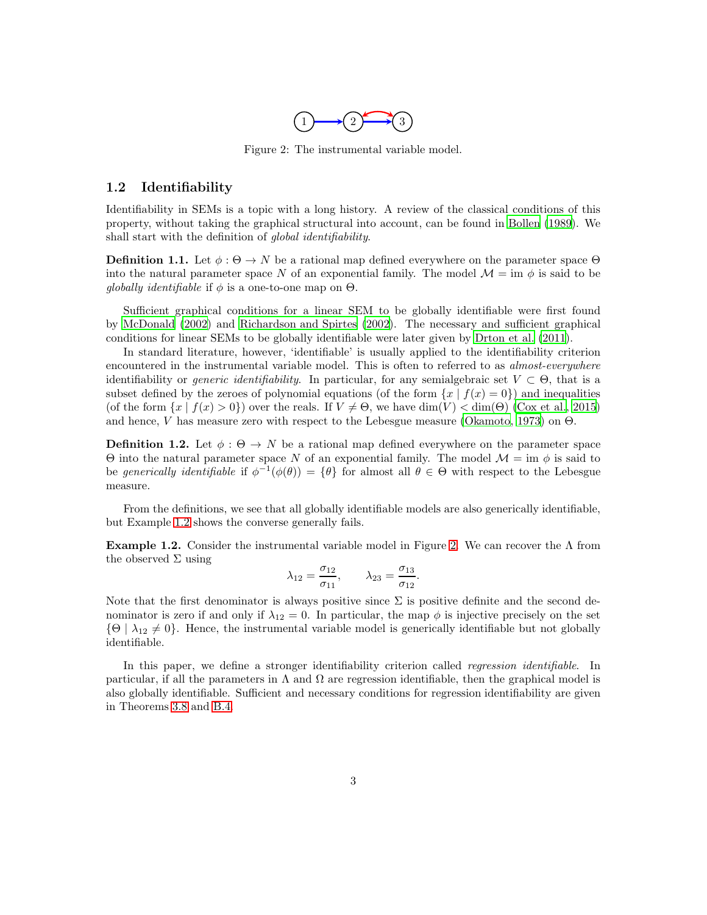Figure 2: The instrumental variable model.

### 1.2 Identifiability

Identifiability in SEMs is a topic with a long history. A review of the classical conditions of this property, without taking the graphical structural into account, can be found in Bollen (1989). We shall start with the definition of *global identifiability*.

**Definition 1.1.** Let $\phi : \Theta \to N$ be a rational map defined everywhere on the parameter space $\Theta$ into the natural parameter space $N$ of an exponential family. The model $\mathcal{M} = \text{im } \phi$ is said to be *globally identifiable* if $\phi$ is a one-to-one map on $\Theta$.

Sufficient graphical conditions for a linear SEM to be globally identifiable were first found by McDonald (2002) and Richardson and Spirtes (2002). The necessary and sufficient graphical conditions for linear SEMs to be globally identifiable were later given by Drton et al. (2011).

In standard literature, however, 'identifiable' is usually applied to the identifiability criterion encountered in the instrumental variable model. This is often to referred to as *almost-everywhere* identifiability or *generic identifiability*. In particular, for any semialgebraic set $V \subset \Theta$, that is a subset defined by the zeroes of polynomial equations (of the form $\{x \mid f(x) = 0\}$) and inequalities (of the form $\{x \mid f(x) > 0\}$) over the reals. If $V \neq \Theta$, we have $\dim(V) < \dim(\Theta)$ (Cox et al., 2015) and hence, $V$ has measure zero with respect to the Lebesgue measure (Okamoto, 1973) on $\Theta$.

**Definition 1.2.** Let $\phi : \Theta \to N$ be a rational map defined everywhere on the parameter space $\Theta$ into the natural parameter space $N$ of an exponential family. The model $\mathcal{M} = \text{im } \phi$ is said to be *generically identifiable* if $\phi^{-1}(\phi(\theta)) = \{\theta\}$ for almost all $\theta \in \Theta$ with respect to the Lebesgue measure.

From the definitions, we see that all globally identifiable models are also generically identifiable, but Example 1.2 shows the converse generally fails.

**Example 1.2.** Consider the instrumental variable model in Figure 2. We can recover the $\Lambda$ from the observed $\Sigma$ using

$$\lambda_{12} = \frac{\sigma_{12}}{\sigma_{11}}, \qquad \lambda_{23} = \frac{\sigma_{13}}{\sigma_{12}}.$$

Note that the first denominator is always positive since $\Sigma$ is positive definite and the second denominator is zero if and only if $\lambda_{12} = 0$. In particular, the map $\phi$ is injective precisely on the set $\{\Theta \mid \lambda_{12} \neq 0\}$. Hence, the instrumental variable model is generically identifiable but not globally identifiable.

In this paper, we define a stronger identifiability criterion called *regression identifiable*. In particular, if all the parameters in $\Lambda$ and $\Omega$ are regression identifiable, then the graphical model is also globally identifiable. Sufficient and necessary conditions for regression identifiability are given in Theorems 3.8 and B.4.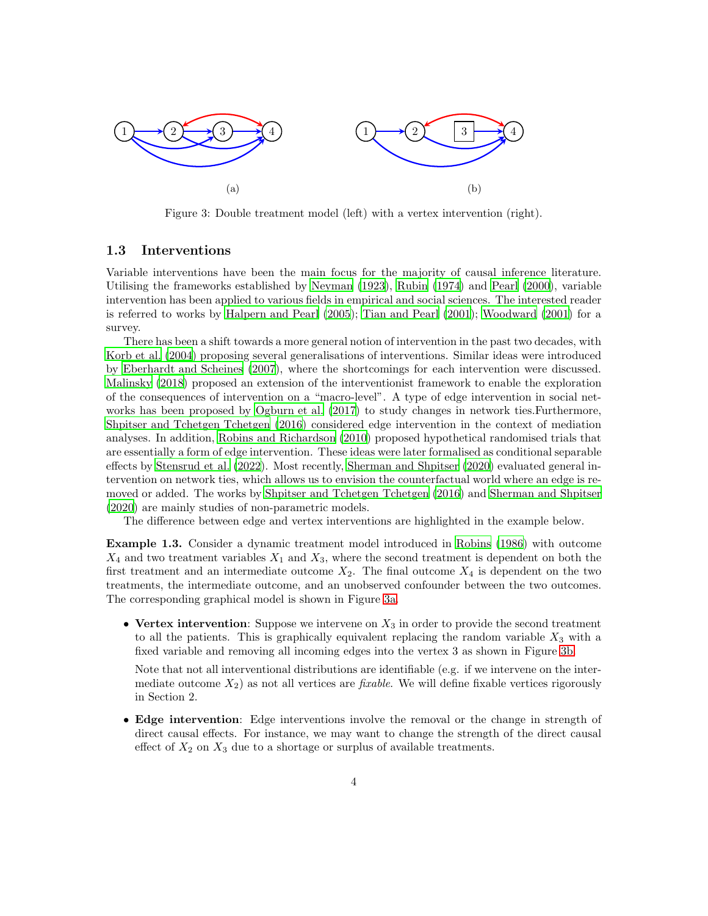(a)

(b)

Figure 3: Double treatment model (left) with a vertex intervention (right).

### 1.3 Interventions

Variable interventions have been the main focus for the majority of causal inference literature. Utilising the frameworks established by Neyman (1923), Rubin (1974) and Pearl (2000), variable intervention has been applied to various fields in empirical and social sciences. The interested reader is referred to works by Halpern and Pearl (2005); Tian and Pearl (2001); Woodward (2001) for a survey.

There has been a shift towards a more general notion of intervention in the past two decades, with Korb et al. (2004) proposing several generalisations of interventions. Similar ideas were introduced by Eberhardt and Scheines (2007), where the shortcomings for each intervention were discussed. Malinsky (2018) proposed an extension of the interventionist framework to enable the exploration of the consequences of intervention on a "macro-level". A type of edge intervention in social networks has been proposed by Ogburn et al. (2017) to study changes in network ties.Furthermore, Shpitser and Tchetgen Tchetgen (2016) considered edge intervention in the context of mediation analyses. In addition, Robins and Richardson (2010) proposed hypothetical randomised trials that are essentially a form of edge intervention. These ideas were later formalised as conditional separable effects by Stensrud et al. (2022). Most recently, Sherman and Shpitser (2020) evaluated general intervention on network ties, which allows us to envision the counterfactual world where an edge is removed or added. The works by Shpitser and Tchetgen Tchetgen (2016) and Sherman and Shpitser (2020) are mainly studies of non-parametric models.

The difference between edge and vertex interventions are highlighted in the example below.

**Example 1.3.** Consider a dynamic treatment model introduced in Robins (1986) with outcome $X_4$ and two treatment variables $X_1$ and $X_3$, where the second treatment is dependent on both the first treatment and an intermediate outcome $X_2$. The final outcome $X_4$ is dependent on the two treatments, the intermediate outcome, and an unobserved confounder between the two outcomes. The corresponding graphical model is shown in Figure 3a.

- **Vertex intervention**: Suppose we intervene on $X_3$ in order to provide the second treatment to all the patients. This is graphically equivalent replacing the random variable $X_3$ with a fixed variable and removing all incoming edges into the vertex 3 as shown in Figure 3b.

  Note that not all interventional distributions are identifiable (e.g. if we intervene on the intermediate outcome $X_2$) as not all vertices are *fixable*. We will define fixable vertices rigorously in Section 2.

- **Edge intervention**: Edge interventions involve the removal or the change in strength of direct causal effects. For instance, we may want to change the strength of the direct causal effect of $X_2$ on $X_3$ due to a shortage or surplus of available treatments.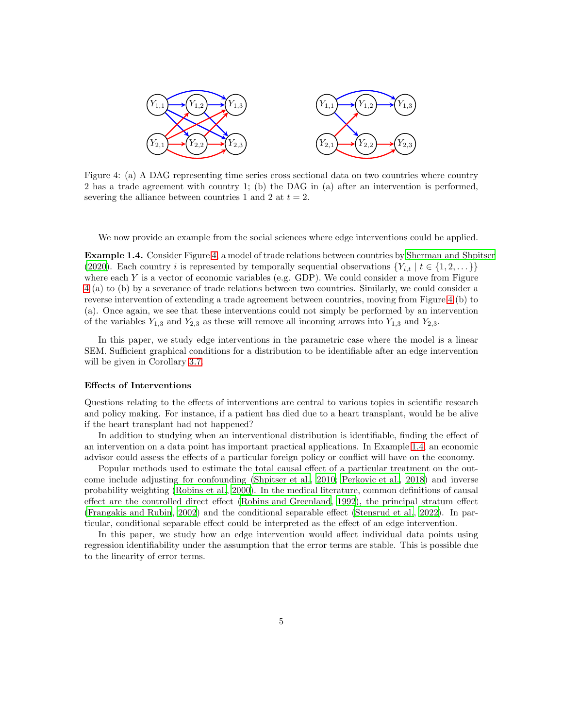Figure 4: (a) A DAG representing time series cross sectional data on two countries where country 2 has a trade agreement with country 1; (b) the DAG in (a) after an intervention is performed, severing the alliance between countries 1 and 2 at $t = 2$.

We now provide an example from the social sciences where edge interventions could be applied.

**Example 1.4.** Consider Figure 4, a model of trade relations between countries by Sherman and Shpitser (2020). Each country $i$ is represented by temporally sequential observations $\{Y_{i,t} \mid t \in \{1, 2, \dots\}\}$ where each $Y$ is a vector of economic variables (e.g. GDP). We could consider a move from Figure 4 (a) to (b) by a severance of trade relations between two countries. Similarly, we could consider a reverse intervention of extending a trade agreement between countries, moving from Figure 4 (b) to (a). Once again, we see that these interventions could not simply be performed by an intervention of the variables $Y_{1,3}$ and $Y_{2,3}$ as these will remove all incoming arrows into $Y_{1,3}$ and $Y_{2,3}$.

In this paper, we study edge interventions in the parametric case where the model is a linear SEM. Sufficient graphical conditions for a distribution to be identifiable after an edge intervention will be given in Corollary 3.7.

### Effects of Interventions

Questions relating to the effects of interventions are central to various topics in scientific research and policy making. For instance, if a patient has died due to a heart transplant, would he be alive if the heart transplant had not happened?

In addition to studying when an interventional distribution is identifiable, finding the effect of an intervention on a data point has important practical applications. In Example 1.4, an economic advisor could assess the effects of a particular foreign policy or conflict will have on the economy.

Popular methods used to estimate the total causal effect of a particular treatment on the outcome include adjusting for confounding (Shpitser et al., 2010; Perkovic et al., 2018) and inverse probability weighting (Robins et al., 2000). In the medical literature, common definitions of causal effect are the controlled direct effect (Robins and Greenland, 1992), the principal stratum effect (Frangakis and Rubin, 2002) and the conditional separable effect (Stensrud et al., 2022). In particular, conditional separable effect could be interpreted as the effect of an edge intervention.

In this paper, we study how an edge intervention would affect individual data points using regression identifiability under the assumption that the error terms are stable. This is possible due to the linearity of error terms.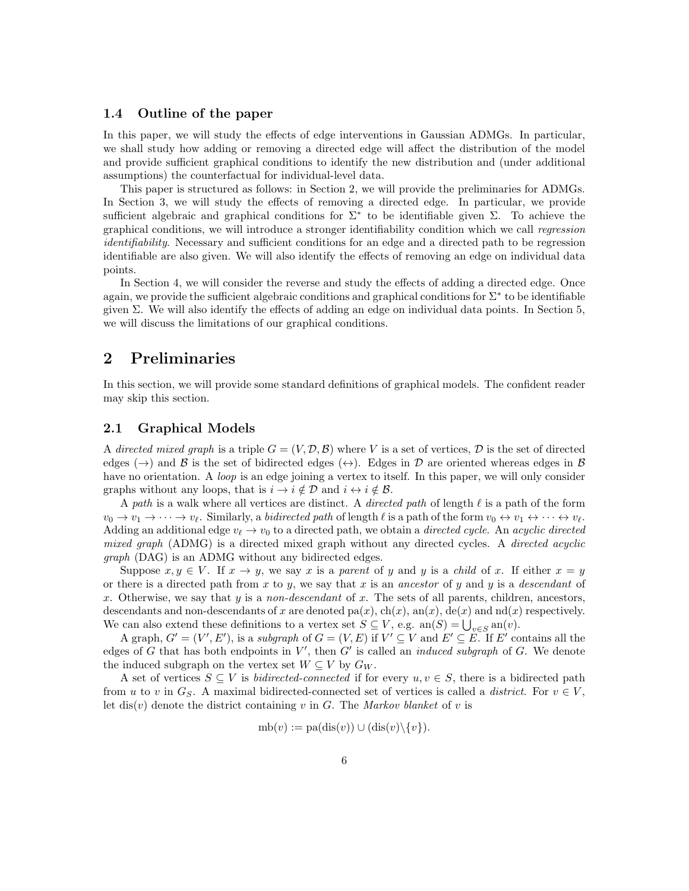### 1.4 Outline of the paper

In this paper, we will study the effects of edge interventions in Gaussian ADMGs. In particular, we shall study how adding or removing a directed edge will affect the distribution of the model and provide sufficient graphical conditions to identify the new distribution and (under additional assumptions) the counterfactual for individual-level data.

This paper is structured as follows: in Section 2, we will provide the preliminaries for ADMGs. In Section 3, we will study the effects of removing a directed edge. In particular, we provide sufficient algebraic and graphical conditions for $\Sigma^*$ to be identifiable given $\Sigma$. To achieve the graphical conditions, we will introduce a stronger identifiability condition which we call *regression identifiability*. Necessary and sufficient conditions for an edge and a directed path to be regression identifiable are also given. We will also identify the effects of removing an edge on individual data points.

In Section 4, we will consider the reverse and study the effects of adding a directed edge. Once again, we provide the sufficient algebraic conditions and graphical conditions for $\Sigma^*$ to be identifiable given $\Sigma$. We will also identify the effects of adding an edge on individual data points. In Section 5, we will discuss the limitations of our graphical conditions.

# 2 Preliminaries

In this section, we will provide some standard definitions of graphical models. The confident reader may skip this section.

## 2.1 Graphical Models

A *directed mixed graph* is a triple $G = (V, \mathcal{D}, \mathcal{B})$ where $V$ is a set of vertices, $\mathcal{D}$ is the set of directed edges ($\rightarrow$) and $\mathcal{B}$ is the set of bidirected edges ($\leftrightarrow$). Edges in $\mathcal{D}$ are oriented whereas edges in $\mathcal{B}$ have no orientation. A *loop* is an edge joining a vertex to itself. In this paper, we will only consider graphs without any loops, that is $i \rightarrow i \notin \mathcal{D}$ and $i \leftrightarrow i \notin \mathcal{B}$.

A *path* is a walk where all vertices are distinct. A *directed path* of length $\ell$ is a path of the form $v_0 \rightarrow v_1 \rightarrow \cdots \rightarrow v_\ell$. Similarly, a *bidirected path* of length $\ell$ is a path of the form $v_0 \leftrightarrow v_1 \leftrightarrow \cdots \leftrightarrow v_\ell$. Adding an additional edge $v_\ell \rightarrow v_0$ to a directed path, we obtain a *directed cycle*. An *acyclic directed mixed graph* (ADMG) is a directed mixed graph without any directed cycles. A *directed acyclic graph* (DAG) is an ADMG without any bidirected edges.

Suppose $x, y \in V$. If $x \rightarrow y$, we say $x$ is a *parent* of $y$ and $y$ is a *child* of $x$. If either $x = y$ or there is a directed path from $x$ to $y$, we say that $x$ is an *ancestor* of $y$ and $y$ is a *descendant* of $x$. Otherwise, we say that $y$ is a *non-descendant* of $x$. The sets of all parents, children, ancestors, descendants and non-descendants of $x$ are denoted $\text{pa}(x)$, $\text{ch}(x)$, $\text{an}(x)$, $\text{de}(x)$ and $\text{nd}(x)$ respectively. We can also extend these definitions to a vertex set $S \subseteq V$, e.g. $\text{an}(S) = \bigcup_{v \in S} \text{an}(v)$.

A graph, $G' = (V', E')$, is a *subgraph* of $G = (V, E)$ if $V' \subseteq V$ and $E' \subseteq E$. If $E'$ contains all the edges of $G$ that has both endpoints in $V'$, then $G'$ is called an *induced subgraph* of $G$. We denote the induced subgraph on the vertex set $W \subseteq V$ by $G_W$.

A set of vertices $S \subseteq V$ is *bidirected-connected* if for every $u, v \in S$, there is a bidirected path from $u$ to $v$ in $G_S$. A maximal bidirected-connected set of vertices is called a *district*. For $v \in V$, let $\text{dis}(v)$ denote the district containing $v$ in $G$. The *Markov blanket* of $v$ is

$$\text{mb}(v) := \text{pa}(\text{dis}(v)) \cup (\text{dis}(v) \backslash \{v\}).$$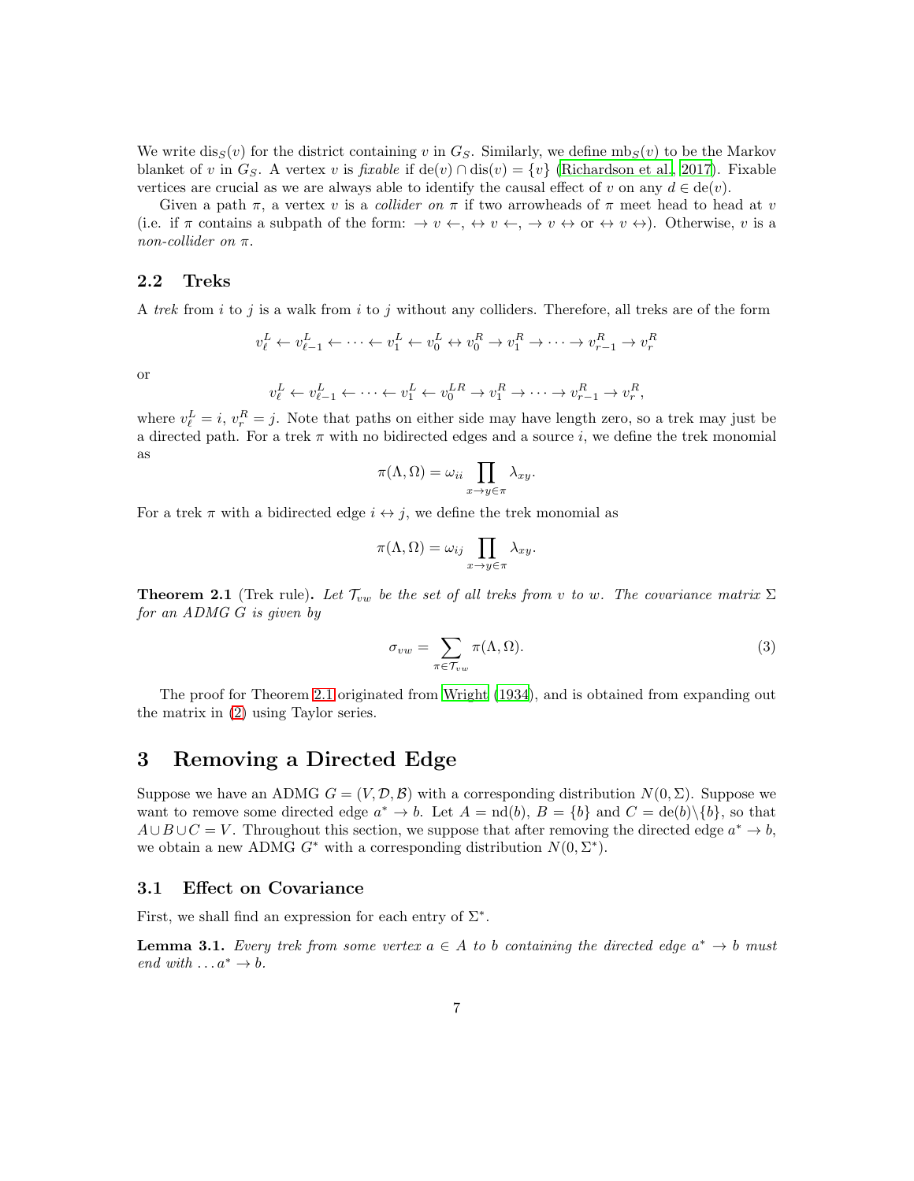We write $\mathrm{dis}_S(v)$ for the district containing $v$ in $G_S$. Similarly, we define $\mathrm{mb}_S(v)$ to be the Markov blanket of $v$ in $G_S$. A vertex $v$ is *fixable* if $\mathrm{de}(v) \cap \mathrm{dis}(v) = \{v\}$ (Richardson et al., 2017). Fixable vertices are crucial as we are always able to identify the causal effect of $v$ on any $d \in \mathrm{de}(v)$.

Given a path $\pi$, a vertex $v$ is a *collider on* $\pi$ if two arrowheads of $\pi$ meet head to head at $v$ (i.e. if $\pi$ contains a subpath of the form: $\to v \leftarrow$, $\leftrightarrow v \leftarrow$, $\to v \leftrightarrow$ or $\leftrightarrow v \leftrightarrow$). Otherwise, $v$ is a *non-collider on* $\pi$.

## 2.2 Treks

A *trek* from $i$ to $j$ is a walk from $i$ to $j$ without any colliders. Therefore, all treks are of the form

$$v_\ell^L \leftarrow v_{\ell-1}^L \leftarrow \cdots \leftarrow v_1^L \leftarrow v_0^L \leftrightarrow v_0^R \to v_1^R \to \cdots \to v_{r-1}^R \to v_r^R$$

or

$$v_\ell^L \leftarrow v_{\ell-1}^L \leftarrow \cdots \leftarrow v_1^L \leftarrow v_0^{LR} \to v_1^R \to \cdots \to v_{r-1}^R \to v_r^R,$$

where $v_\ell^L = i$, $v_r^R = j$. Note that paths on either side may have length zero, so a trek may just be a directed path. For a trek $\pi$ with no bidirected edges and a source $i$, we define the trek monomial as

$$\pi(\Lambda, \Omega) = \omega_{ii} \prod_{x \to y \in \pi} \lambda_{xy}.$$

For a trek $\pi$ with a bidirected edge $i \leftrightarrow j$, we define the trek monomial as

$$\pi(\Lambda, \Omega) = \omega_{ij} \prod_{x \to y \in \pi} \lambda_{xy}.$$

**Theorem 2.1** (Trek rule)**.** *Let $\mathcal{T}_{vw}$ be the set of all treks from $v$ to $w$. The covariance matrix $\Sigma$ for an ADMG $G$ is given by*

$$\sigma_{vw} = \sum_{\pi \in \mathcal{T}_{vw}} \pi(\Lambda, \Omega). \tag{3}$$

The proof for Theorem 2.1 originated from Wright (1934), and is obtained from expanding out the matrix in (2) using Taylor series.

# 3 Removing a Directed Edge

Suppose we have an ADMG $G = (V, \mathcal{D}, \mathcal{B})$ with a corresponding distribution $N(0, \Sigma)$. Suppose we want to remove some directed edge $a^* \to b$. Let $A = \mathrm{nd}(b)$, $B = \{b\}$ and $C = \mathrm{de}(b) \backslash \{b\}$, so that $A \cup B \cup C = V$. Throughout this section, we suppose that after removing the directed edge $a^* \to b$, we obtain a new ADMG $G^*$ with a corresponding distribution $N(0, \Sigma^*)$.

## 3.1 Effect on Covariance

First, we shall find an expression for each entry of $\Sigma^*$.

**Lemma 3.1.** *Every trek from some vertex $a \in A$ to $b$ containing the directed edge $a^* \to b$ must end with $\ldots a^* \to b$.*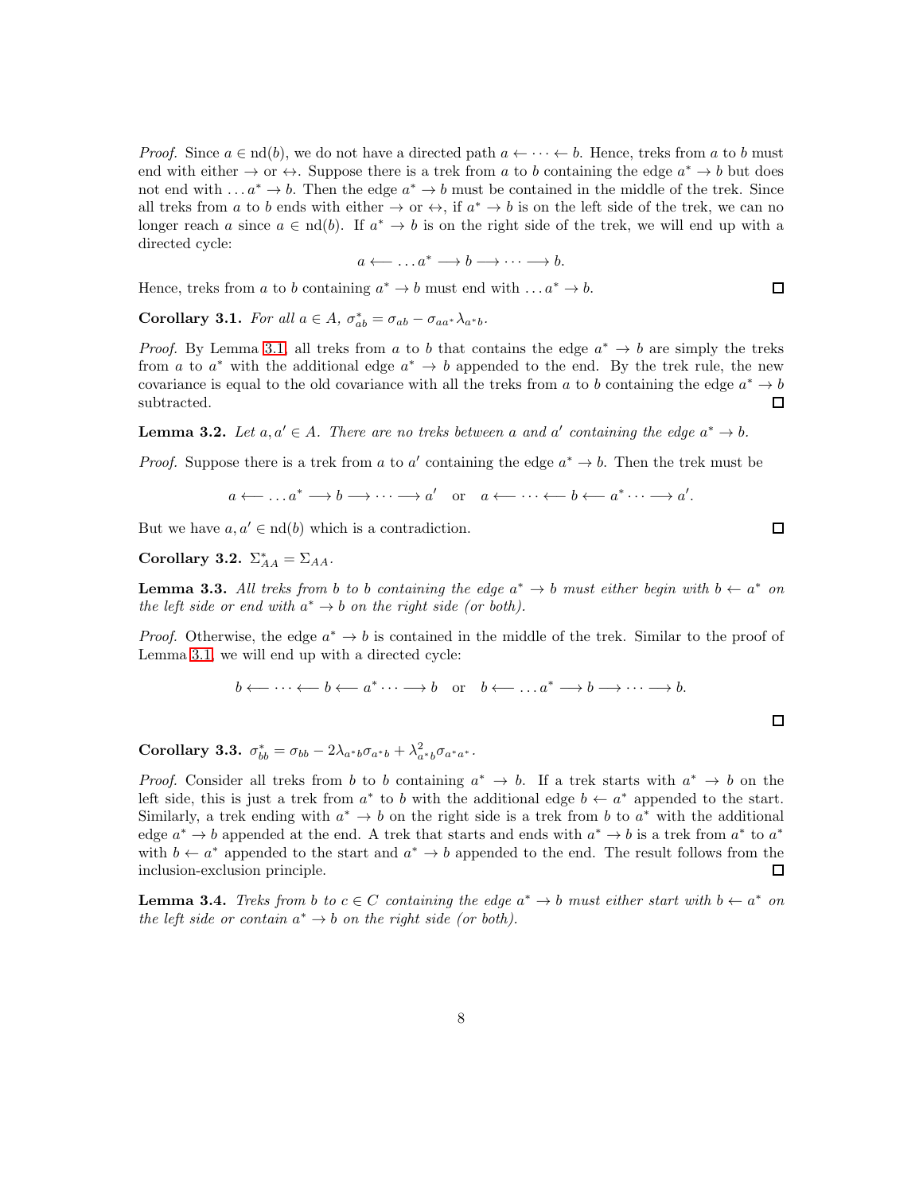*Proof.* Since $a \in \text{nd}(b)$, we do not have a directed path $a \leftarrow \cdots \leftarrow b$. Hence, treks from $a$ to $b$ must end with either $\rightarrow$ or $\leftrightarrow$. Suppose there is a trek from $a$ to $b$ containing the edge $a^* \rightarrow b$ but does not end with $\ldots a^* \rightarrow b$. Then the edge $a^* \rightarrow b$ must be contained in the middle of the trek. Since all treks from $a$ to $b$ ends with either $\rightarrow$ or $\leftrightarrow$, if $a^* \rightarrow b$ is on the left side of the trek, we can no longer reach $a$ since $a \in \text{nd}(b)$. If $a^* \rightarrow b$ is on the right side of the trek, we will end up with a directed cycle:

$$a \longleftarrow \ldots a^* \longrightarrow b \longrightarrow \cdots \longrightarrow b.$$

Hence, treks from $a$ to $b$ containing $a^* \rightarrow b$ must end with $\ldots a^* \rightarrow b$. $\square$

**Corollary 3.1.** *For all $a \in A$, $\sigma^*_{ab} = \sigma_{ab} - \sigma_{aa^*}\lambda_{a^*b}$.*

*Proof.* By Lemma 3.1, all treks from $a$ to $b$ that contains the edge $a^* \rightarrow b$ are simply the treks from $a$ to $a^*$ with the additional edge $a^* \rightarrow b$ appended to the end. By the trek rule, the new covariance is equal to the old covariance with all the treks from $a$ to $b$ containing the edge $a^* \rightarrow b$ subtracted. $\square$

**Lemma 3.2.** *Let $a, a' \in A$. There are no treks between $a$ and $a'$ containing the edge $a^* \rightarrow b$.*

*Proof.* Suppose there is a trek from $a$ to $a'$ containing the edge $a^* \rightarrow b$. Then the trek must be

$$a \longleftarrow \ldots a^* \longrightarrow b \longrightarrow \cdots \longrightarrow a' \quad \text{or} \quad a \longleftarrow \cdots \longleftarrow b \longleftarrow a^* \cdots \longrightarrow a'.$$

But we have $a, a' \in \text{nd}(b)$ which is a contradiction. $\square$

**Corollary 3.2.** $\Sigma^*_{AA} = \Sigma_{AA}$.

**Lemma 3.3.** *All treks from $b$ to $b$ containing the edge $a^* \rightarrow b$ must either begin with $b \leftarrow a^*$ on the left side or end with $a^* \rightarrow b$ on the right side (or both).*

*Proof.* Otherwise, the edge $a^* \rightarrow b$ is contained in the middle of the trek. Similar to the proof of Lemma 3.1, we will end up with a directed cycle:

$$b \longleftarrow \cdots \longleftarrow b \longleftarrow a^* \cdots \longrightarrow b \quad \text{or} \quad b \longleftarrow \ldots a^* \longrightarrow b \longrightarrow \cdots \longrightarrow b.$$

$\square$

**Corollary 3.3.** $\sigma^*_{bb} = \sigma_{bb} - 2\lambda_{a^*b}\sigma_{a^*b} + \lambda^2_{a^*b}\sigma_{a^*a^*}$.

*Proof.* Consider all treks from $b$ to $b$ containing $a^* \rightarrow b$. If a trek starts with $a^* \rightarrow b$ on the left side, this is just a trek from $a^*$ to $b$ with the additional edge $b \leftarrow a^*$ appended to the start. Similarly, a trek ending with $a^* \rightarrow b$ on the right side is a trek from $b$ to $a^*$ with the additional edge $a^* \rightarrow b$ appended at the end. A trek that starts and ends with $a^* \rightarrow b$ is a trek from $a^*$ to $a^*$ with $b \leftarrow a^*$ appended to the start and $a^* \rightarrow b$ appended to the end. The result follows from the inclusion-exclusion principle. $\square$

**Lemma 3.4.** *Treks from $b$ to $c \in C$ containing the edge $a^* \rightarrow b$ must either start with $b \leftarrow a^*$ on the left side or contain $a^* \rightarrow b$ on the right side (or both).*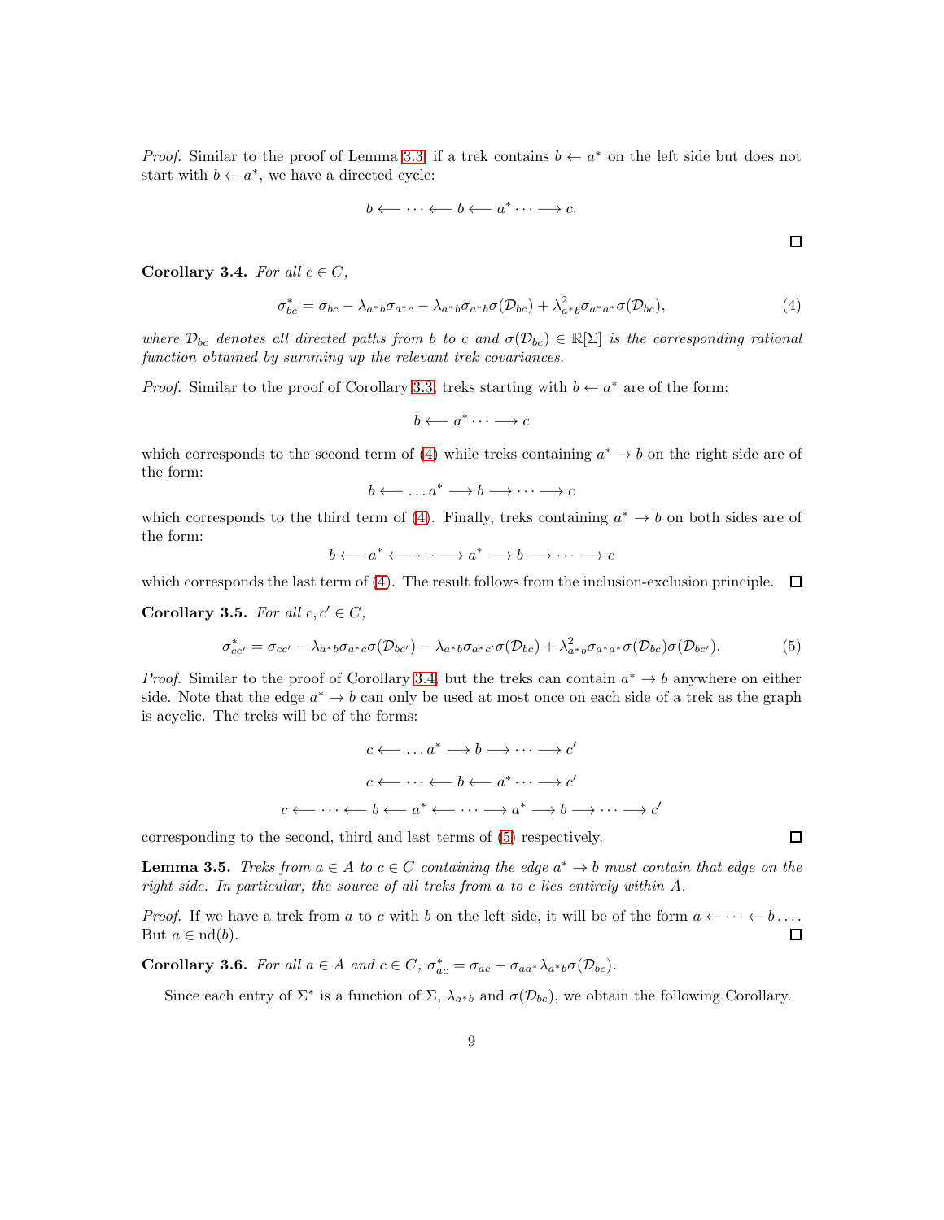*Proof.* Similar to the proof of Lemma 3.3, if a trek contains $b \leftarrow a^*$ on the left side but does not start with $b \leftarrow a^*$, we have a directed cycle:

$$b \longleftarrow \cdots \longleftarrow b \longleftarrow a^* \cdots \longrightarrow c.$$

□

**Corollary 3.4.** *For all $c \in C$,*

$$\sigma^*_{bc} = \sigma_{bc} - \lambda_{a^*b}\sigma_{a^*c} - \lambda_{a^*b}\sigma_{a^*b}\sigma(\mathcal{D}_{bc}) + \lambda^2_{a^*b}\sigma_{a^*a^*}\sigma(\mathcal{D}_{bc}), \tag{4}$$

*where $\mathcal{D}_{bc}$ denotes all directed paths from $b$ to $c$ and $\sigma(\mathcal{D}_{bc}) \in \mathbb{R}[\Sigma]$ is the corresponding rational function obtained by summing up the relevant trek covariances.*

*Proof.* Similar to the proof of Corollary 3.3, treks starting with $b \leftarrow a^*$ are of the form:

$$b \longleftarrow a^* \cdots \longrightarrow c$$

which corresponds to the second term of (4) while treks containing $a^* \rightarrow b$ on the right side are of the form:

$$b \longleftarrow \ldots a^* \longrightarrow b \longrightarrow \cdots \longrightarrow c$$

which corresponds to the third term of (4). Finally, treks containing $a^* \rightarrow b$ on both sides are of the form:

$$b \longleftarrow a^* \longleftarrow \cdots \longrightarrow a^* \longrightarrow b \longrightarrow \cdots \longrightarrow c$$

which corresponds the last term of (4). The result follows from the inclusion-exclusion principle. □

**Corollary 3.5.** *For all $c, c' \in C$,*

$$\sigma^*_{cc'} = \sigma_{cc'} - \lambda_{a^*b}\sigma_{a^*c}\sigma(\mathcal{D}_{bc'}) - \lambda_{a^*b}\sigma_{a^*c'}\sigma(\mathcal{D}_{bc}) + \lambda^2_{a^*b}\sigma_{a^*a^*}\sigma(\mathcal{D}_{bc})\sigma(\mathcal{D}_{bc'}). \tag{5}$$

*Proof.* Similar to the proof of Corollary 3.4, but the treks can contain $a^* \rightarrow b$ anywhere on either side. Note that the edge $a^* \rightarrow b$ can only be used at most once on each side of a trek as the graph is acyclic. The treks will be of the forms:

$$c \longleftarrow \ldots a^* \longrightarrow b \longrightarrow \cdots \longrightarrow c'$$

$$c \longleftarrow \cdots \longleftarrow b \longleftarrow a^* \cdots \longrightarrow c'$$

$$c \longleftarrow \cdots \longleftarrow b \longleftarrow a^* \longleftarrow \cdots \longrightarrow a^* \longrightarrow b \longrightarrow \cdots \longrightarrow c'$$

corresponding to the second, third and last terms of (5) respectively. □

**Lemma 3.5.** *Treks from $a \in A$ to $c \in C$ containing the edge $a^* \rightarrow b$ must contain that edge on the right side. In particular, the source of all treks from $a$ to $c$ lies entirely within $A$.*

*Proof.* If we have a trek from $a$ to $c$ with $b$ on the left side, it will be of the form $a \leftarrow \cdots \leftarrow b \ldots$. But $a \in \mathrm{nd}(b)$. □

**Corollary 3.6.** *For all $a \in A$ and $c \in C$, $\sigma^*_{ac} = \sigma_{ac} - \sigma_{aa^*}\lambda_{a^*b}\sigma(\mathcal{D}_{bc})$.*

Since each entry of $\Sigma^*$ is a function of $\Sigma$, $\lambda_{a^*b}$ and $\sigma(\mathcal{D}_{bc})$, we obtain the following Corollary.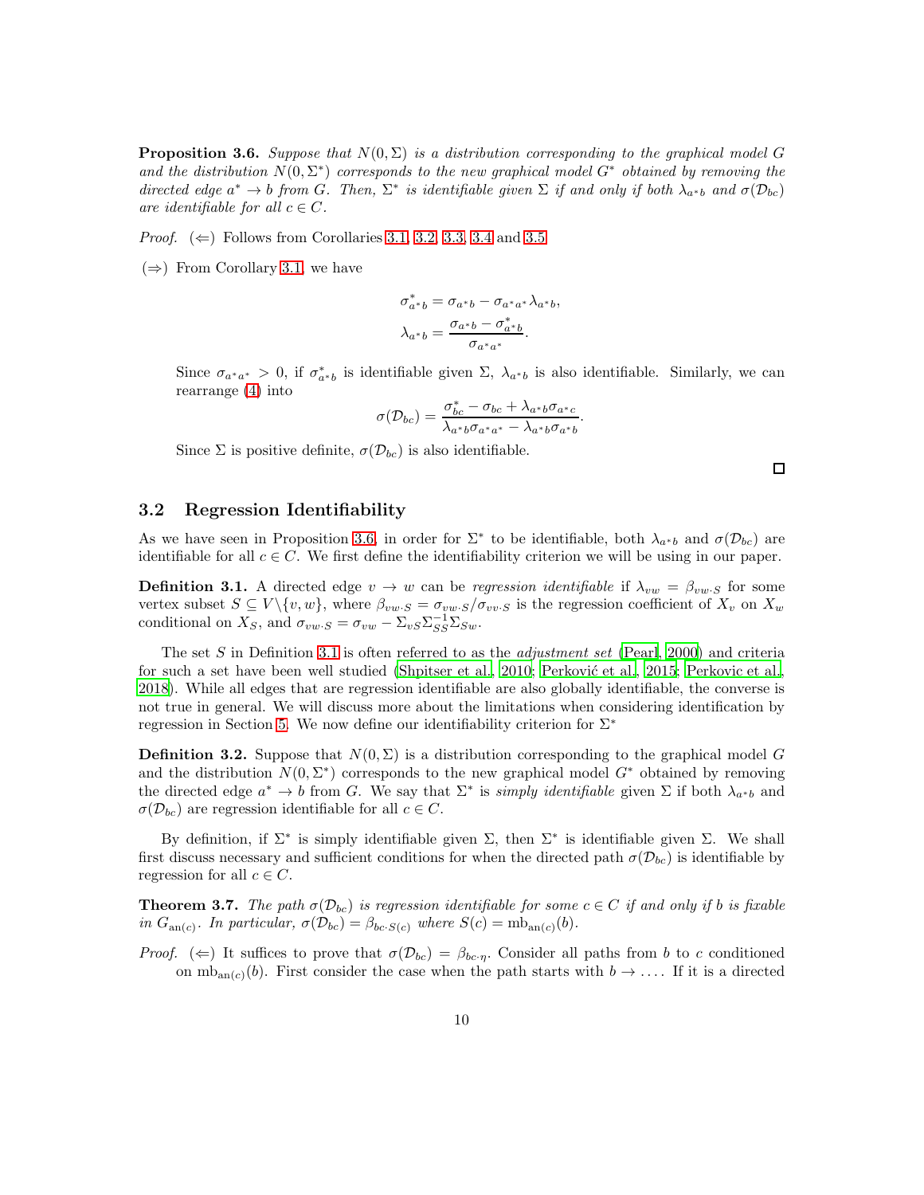**Proposition 3.6.** *Suppose that $N(0, \Sigma)$ is a distribution corresponding to the graphical model $G$ and the distribution $N(0, \Sigma^*)$ corresponds to the new graphical model $G^*$ obtained by removing the directed edge $a^* \to b$ from $G$. Then, $\Sigma^*$ is identifiable given $\Sigma$ if and only if both $\lambda_{a^*b}$ and $\sigma(\mathcal{D}_{bc})$ are identifiable for all $c \in C$.*

*Proof.* ($\Leftarrow$) Follows from Corollaries 3.1, 3.2, 3.3, 3.4 and 3.5

($\Rightarrow$) From Corollary 3.1, we have

$$\sigma^*_{a^*b} = \sigma_{a^*b} - \sigma_{a^*a^*}\lambda_{a^*b},$$
$$\lambda_{a^*b} = \frac{\sigma_{a^*b} - \sigma^*_{a^*b}}{\sigma_{a^*a^*}}.$$

Since $\sigma_{a^*a^*} > 0$, if $\sigma^*_{a^*b}$ is identifiable given $\Sigma$, $\lambda_{a^*b}$ is also identifiable. Similarly, we can rearrange (4) into

$$\sigma(\mathcal{D}_{bc}) = \frac{\sigma^*_{bc} - \sigma_{bc} + \lambda_{a^*b}\sigma_{a^*c}}{\lambda_{a^*b}\sigma_{a^*a^*} - \lambda_{a^*b}\sigma_{a^*b}}.$$

Since $\Sigma$ is positive definite, $\sigma(\mathcal{D}_{bc})$ is also identifiable.

□

## 3.2 Regression Identifiability

As we have seen in Proposition 3.6, in order for $\Sigma^*$ to be identifiable, both $\lambda_{a^*b}$ and $\sigma(\mathcal{D}_{bc})$ are identifiable for all $c \in C$. We first define the identifiability criterion we will be using in our paper.

**Definition 3.1.** A directed edge $v \to w$ can be *regression identifiable* if $\lambda_{vw} = \beta_{vw \cdot S}$ for some vertex subset $S \subseteq V \backslash \{v, w\}$, where $\beta_{vw \cdot S} = \sigma_{vw \cdot S}/\sigma_{vv \cdot S}$ is the regression coefficient of $X_v$ on $X_w$ conditional on $X_S$, and $\sigma_{vw \cdot S} = \sigma_{vw} - \Sigma_{vS}\Sigma^{-1}_{SS}\Sigma_{Sw}$.

The set $S$ in Definition 3.1 is often referred to as the *adjustment set* (Pearl, 2000) and criteria for such a set have been well studied (Shpitser et al., 2010; Perković et al., 2015; Perkovic et al., 2018). While all edges that are regression identifiable are also globally identifiable, the converse is not true in general. We will discuss more about the limitations when considering identification by regression in Section 5. We now define our identifiability criterion for $\Sigma^*$

**Definition 3.2.** Suppose that $N(0, \Sigma)$ is a distribution corresponding to the graphical model $G$ and the distribution $N(0, \Sigma^*)$ corresponds to the new graphical model $G^*$ obtained by removing the directed edge $a^* \to b$ from $G$. We say that $\Sigma^*$ is *simply identifiable* given $\Sigma$ if both $\lambda_{a^*b}$ and $\sigma(\mathcal{D}_{bc})$ are regression identifiable for all $c \in C$.

By definition, if $\Sigma^*$ is simply identifiable given $\Sigma$, then $\Sigma^*$ is identifiable given $\Sigma$. We shall first discuss necessary and sufficient conditions for when the directed path $\sigma(\mathcal{D}_{bc})$ is identifiable by regression for all $c \in C$.

**Theorem 3.7.** *The path $\sigma(\mathcal{D}_{bc})$ is regression identifiable for some $c \in C$ if and only if $b$ is fixable in $G_{\mathrm{an}(c)}$. In particular, $\sigma(\mathcal{D}_{bc}) = \beta_{bc \cdot S(c)}$ where $S(c) = \mathrm{mb}_{\mathrm{an}(c)}(b)$.*

*Proof.* ($\Leftarrow$) It suffices to prove that $\sigma(\mathcal{D}_{bc}) = \beta_{bc \cdot \eta}$. Consider all paths from $b$ to $c$ conditioned on $\mathrm{mb}_{\mathrm{an}(c)}(b)$. First consider the case when the path starts with $b \to \ldots$. If it is a directed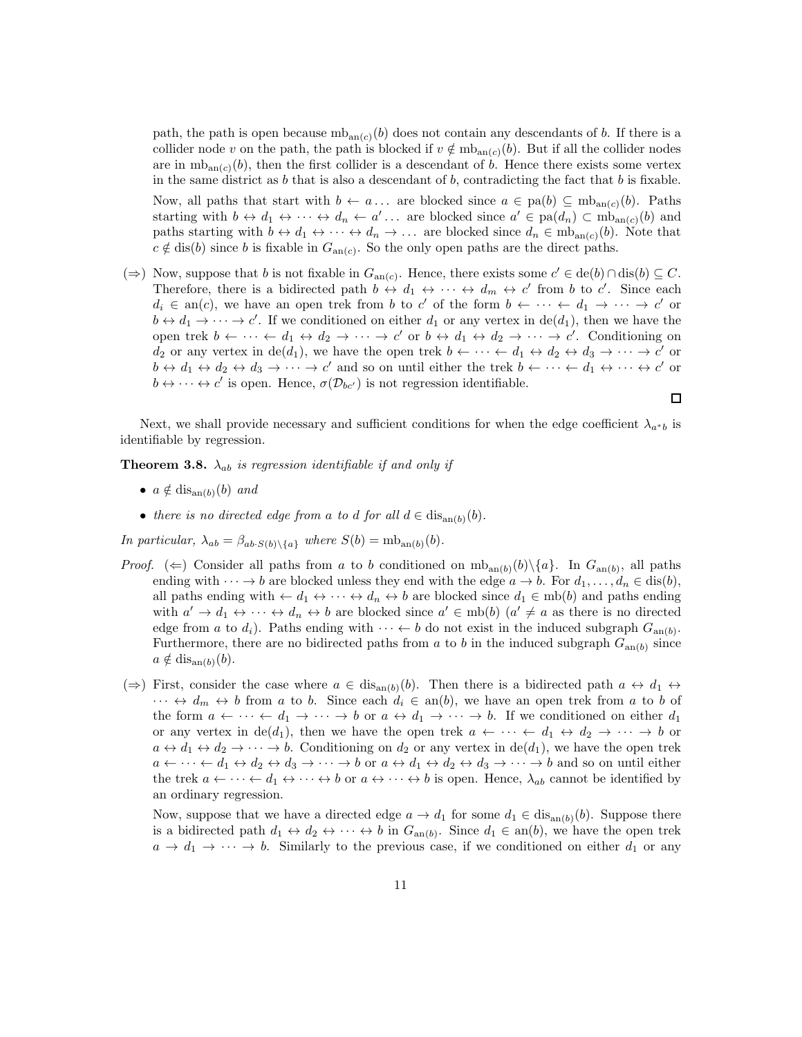path, the path is open because $\text{mb}_{\text{an}(c)}(b)$ does not contain any descendants of $b$. If there is a collider node $v$ on the path, the path is blocked if $v \notin \text{mb}_{\text{an}(c)}(b)$. But if all the collider nodes are in $\text{mb}_{\text{an}(c)}(b)$, then the first collider is a descendant of $b$. Hence there exists some vertex in the same district as $b$ that is also a descendant of $b$, contradicting the fact that $b$ is fixable.

Now, all paths that start with $b \leftarrow a \ldots$ are blocked since $a \in \text{pa}(b) \subseteq \text{mb}_{\text{an}(c)}(b)$. Paths starting with $b \leftrightarrow d_1 \leftrightarrow \cdots \leftrightarrow d_n \leftarrow a' \ldots$ are blocked since $a' \in \text{pa}(d_n) \subset \text{mb}_{\text{an}(c)}(b)$ and paths starting with $b \leftrightarrow d_1 \leftrightarrow \cdots \leftrightarrow d_n \rightarrow \ldots$ are blocked since $d_n \in \text{mb}_{\text{an}(c)}(b)$. Note that $c \notin \text{dis}(b)$ since $b$ is fixable in $G_{\text{an}(c)}$. So the only open paths are the direct paths.

($\Rightarrow$) Now, suppose that $b$ is not fixable in $G_{\text{an}(c)}$. Hence, there exists some $c' \in \text{de}(b) \cap \text{dis}(b) \subseteq C$. Therefore, there is a bidirected path $b \leftrightarrow d_1 \leftrightarrow \cdots \leftrightarrow d_m \leftrightarrow c'$ from $b$ to $c'$. Since each $d_i \in \text{an}(c)$, we have an open trek from $b$ to $c'$ of the form $b \leftarrow \cdots \leftarrow d_1 \rightarrow \cdots \rightarrow c'$ or $b \leftrightarrow d_1 \rightarrow \cdots \rightarrow c'$. If we conditioned on either $d_1$ or any vertex in $\text{de}(d_1)$, then we have the open trek $b \leftarrow \cdots \leftarrow d_1 \leftrightarrow d_2 \rightarrow \cdots \rightarrow c'$ or $b \leftrightarrow d_1 \leftrightarrow d_2 \rightarrow \cdots \rightarrow c'$. Conditioning on $d_2$ or any vertex in $\text{de}(d_1)$, we have the open trek $b \leftarrow \cdots \leftarrow d_1 \leftrightarrow d_2 \leftrightarrow d_3 \rightarrow \cdots \rightarrow c'$ or $b \leftrightarrow d_1 \leftrightarrow d_2 \leftrightarrow d_3 \rightarrow \cdots \rightarrow c'$ and so on until either the trek $b \leftarrow \cdots \leftarrow d_1 \leftrightarrow \cdots \leftrightarrow c'$ or $b \leftrightarrow \cdots \leftrightarrow c'$ is open. Hence, $\sigma(\mathcal{D}_{bc'})$ is not regression identifiable.

□

Next, we shall provide necessary and sufficient conditions for when the edge coefficient $\lambda_{a^*b}$ is identifiable by regression.

**Theorem 3.8.** *$\lambda_{ab}$ is regression identifiable if and only if*

- *$a \notin \text{dis}_{\text{an}(b)}(b)$ and*
- *there is no directed edge from $a$ to $d$ for all $d \in \text{dis}_{\text{an}(b)}(b)$.*

*In particular, $\lambda_{ab} = \beta_{ab \cdot S(b) \setminus \{a\}}$ where $S(b) = \text{mb}_{\text{an}(b)}(b)$.*

*Proof.* ($\Leftarrow$) Consider all paths from $a$ to $b$ conditioned on $\text{mb}_{\text{an}(b)}(b)\setminus\{a\}$. In $G_{\text{an}(b)}$, all paths ending with $\cdots \rightarrow b$ are blocked unless they end with the edge $a \rightarrow b$. For $d_1, \ldots, d_n \in \text{dis}(b)$, all paths ending with $\leftarrow d_1 \leftrightarrow \cdots \leftrightarrow d_n \leftrightarrow b$ are blocked since $d_1 \in \text{mb}(b)$ and paths ending with $a' \rightarrow d_1 \leftrightarrow \cdots \leftrightarrow d_n \leftrightarrow b$ are blocked since $a' \in \text{mb}(b)$ ($a' \neq a$ as there is no directed edge from $a$ to $d_i$). Paths ending with $\cdots \leftarrow b$ do not exist in the induced subgraph $G_{\text{an}(b)}$. Furthermore, there are no bidirected paths from $a$ to $b$ in the induced subgraph $G_{\text{an}(b)}$ since $a \notin \text{dis}_{\text{an}(b)}(b)$.

($\Rightarrow$) First, consider the case where $a \in \text{dis}_{\text{an}(b)}(b)$. Then there is a bidirected path $a \leftrightarrow d_1 \leftrightarrow \cdots \leftrightarrow d_m \leftrightarrow b$ from $a$ to $b$. Since each $d_i \in \text{an}(b)$, we have an open trek from $a$ to $b$ of the form $a \leftarrow \cdots \leftarrow d_1 \rightarrow \cdots \rightarrow b$ or $a \leftrightarrow d_1 \rightarrow \cdots \rightarrow b$. If we conditioned on either $d_1$ or any vertex in $\text{de}(d_1)$, then we have the open trek $a \leftarrow \cdots \leftarrow d_1 \leftrightarrow d_2 \rightarrow \cdots \rightarrow b$ or $a \leftrightarrow d_1 \leftrightarrow d_2 \rightarrow \cdots \rightarrow b$. Conditioning on $d_2$ or any vertex in $\text{de}(d_1)$, we have the open trek $a \leftarrow \cdots \leftarrow d_1 \leftrightarrow d_2 \leftrightarrow d_3 \rightarrow \cdots \rightarrow b$ or $a \leftrightarrow d_1 \leftrightarrow d_2 \leftrightarrow d_3 \rightarrow \cdots \rightarrow b$ and so on until either the trek $a \leftarrow \cdots \leftarrow d_1 \leftrightarrow \cdots \leftrightarrow b$ or $a \leftrightarrow \cdots \leftrightarrow b$ is open. Hence, $\lambda_{ab}$ cannot be identified by an ordinary regression.

Now, suppose that we have a directed edge $a \rightarrow d_1$ for some $d_1 \in \text{dis}_{\text{an}(b)}(b)$. Suppose there is a bidirected path $d_1 \leftrightarrow d_2 \leftrightarrow \cdots \leftrightarrow b$ in $G_{\text{an}(b)}$. Since $d_1 \in \text{an}(b)$, we have the open trek $a \rightarrow d_1 \rightarrow \cdots \rightarrow b$. Similarly to the previous case, if we conditioned on either $d_1$ or any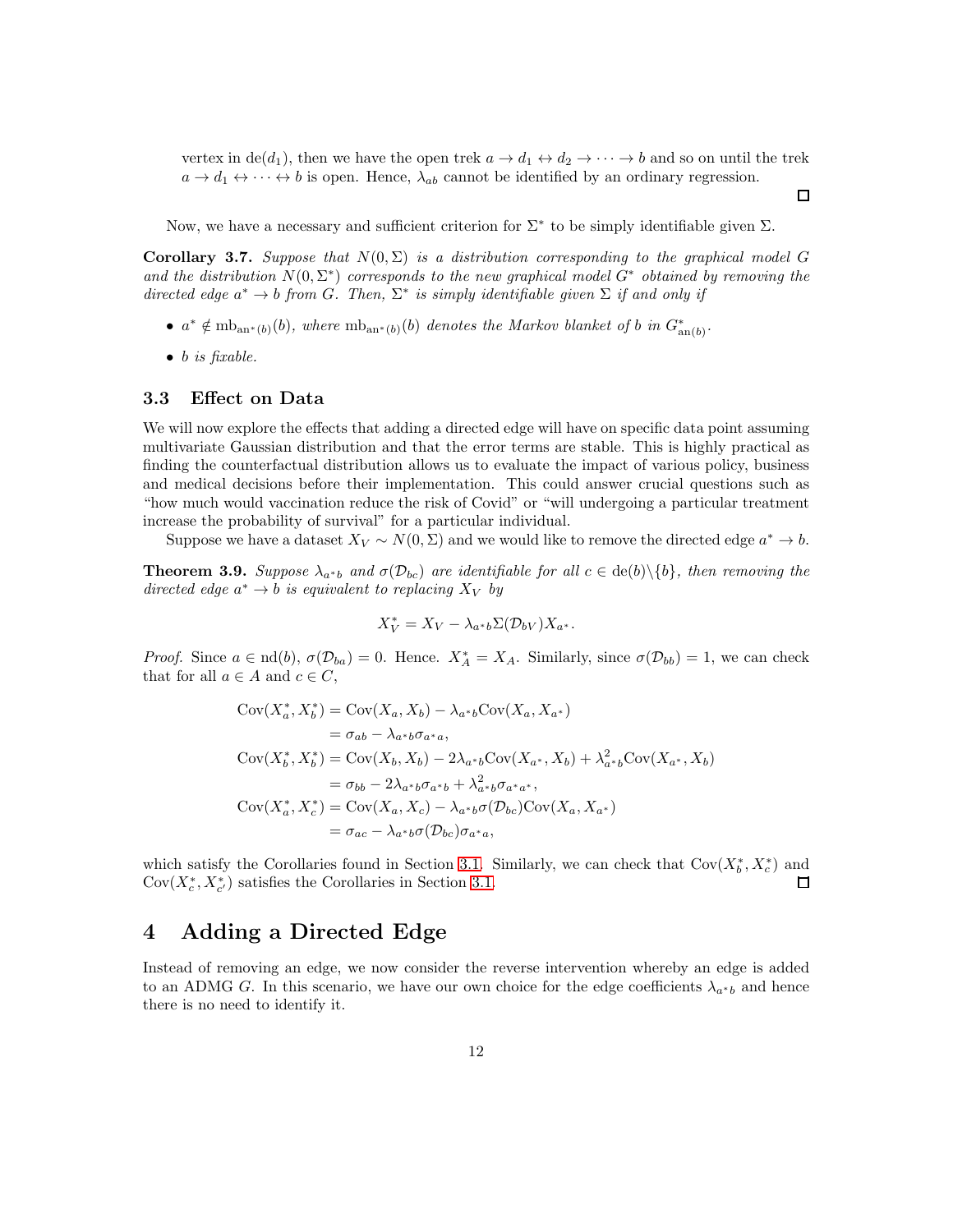vertex in $\mathrm{de}(d_1)$, then we have the open trek $a \to d_1 \leftrightarrow d_2 \to \cdots \to b$ and so on until the trek $a \to d_1 \leftrightarrow \cdots \leftrightarrow b$ is open. Hence, $\lambda_{ab}$ cannot be identified by an ordinary regression.

□

Now, we have a necessary and sufficient criterion for $\Sigma^*$ to be simply identifiable given $\Sigma$.

**Corollary 3.7.** *Suppose that $N(0, \Sigma)$ is a distribution corresponding to the graphical model $G$ and the distribution $N(0, \Sigma^*)$ corresponds to the new graphical model $G^*$ obtained by removing the directed edge $a^* \to b$ from $G$. Then, $\Sigma^*$ is simply identifiable given $\Sigma$ if and only if*

- *$a^* \notin \mathrm{mb}_{\mathrm{an}^*(b)}(b)$, where $\mathrm{mb}_{\mathrm{an}^*(b)}(b)$ denotes the Markov blanket of $b$ in $G^*_{\mathrm{an}(b)}$.*
- *$b$ is fixable.*

### 3.3 Effect on Data

We will now explore the effects that adding a directed edge will have on specific data point assuming multivariate Gaussian distribution and that the error terms are stable. This is highly practical as finding the counterfactual distribution allows us to evaluate the impact of various policy, business and medical decisions before their implementation. This could answer crucial questions such as "how much would vaccination reduce the risk of Covid" or "will undergoing a particular treatment increase the probability of survival" for a particular individual.

Suppose we have a dataset $X_V \sim N(0, \Sigma)$ and we would like to remove the directed edge $a^* \to b$.

**Theorem 3.9.** *Suppose $\lambda_{a^*b}$ and $\sigma(\mathcal{D}_{bc})$ are identifiable for all $c \in \mathrm{de}(b)\backslash\{b\}$, then removing the directed edge $a^* \to b$ is equivalent to replacing $X_V$ by*

$$X_V^* = X_V - \lambda_{a^*b}\Sigma(\mathcal{D}_{bV})X_{a^*}.$$

*Proof.* Since $a \in \mathrm{nd}(b)$, $\sigma(\mathcal{D}_{ba}) = 0$. Hence. $X_A^* = X_A$. Similarly, since $\sigma(\mathcal{D}_{bb}) = 1$, we can check that for all $a \in A$ and $c \in C$,

$$\begin{aligned}
\mathrm{Cov}(X_a^*, X_b^*) &= \mathrm{Cov}(X_a, X_b) - \lambda_{a^*b}\mathrm{Cov}(X_a, X_{a^*}) \\
&= \sigma_{ab} - \lambda_{a^*b}\sigma_{a^*a}, \\
\mathrm{Cov}(X_b^*, X_b^*) &= \mathrm{Cov}(X_b, X_b) - 2\lambda_{a^*b}\mathrm{Cov}(X_{a^*}, X_b) + \lambda_{a^*b}^2\mathrm{Cov}(X_{a^*}, X_b) \\
&= \sigma_{bb} - 2\lambda_{a^*b}\sigma_{a^*b} + \lambda_{a^*b}^2\sigma_{a^*a^*}, \\
\mathrm{Cov}(X_a^*, X_c^*) &= \mathrm{Cov}(X_a, X_c) - \lambda_{a^*b}\sigma(\mathcal{D}_{bc})\mathrm{Cov}(X_a, X_{a^*}) \\
&= \sigma_{ac} - \lambda_{a^*b}\sigma(\mathcal{D}_{bc})\sigma_{a^*a},
\end{aligned}$$

which satisfy the Corollaries found in Section 3.1. Similarly, we can check that $\mathrm{Cov}(X_b^*, X_c^*)$ and $\mathrm{Cov}(X_c^*, X_{c'}^*)$ satisfies the Corollaries in Section 3.1. □

# 4 Adding a Directed Edge

Instead of removing an edge, we now consider the reverse intervention whereby an edge is added to an ADMG $G$. In this scenario, we have our own choice for the edge coefficients $\lambda_{a^*b}$ and hence there is no need to identify it.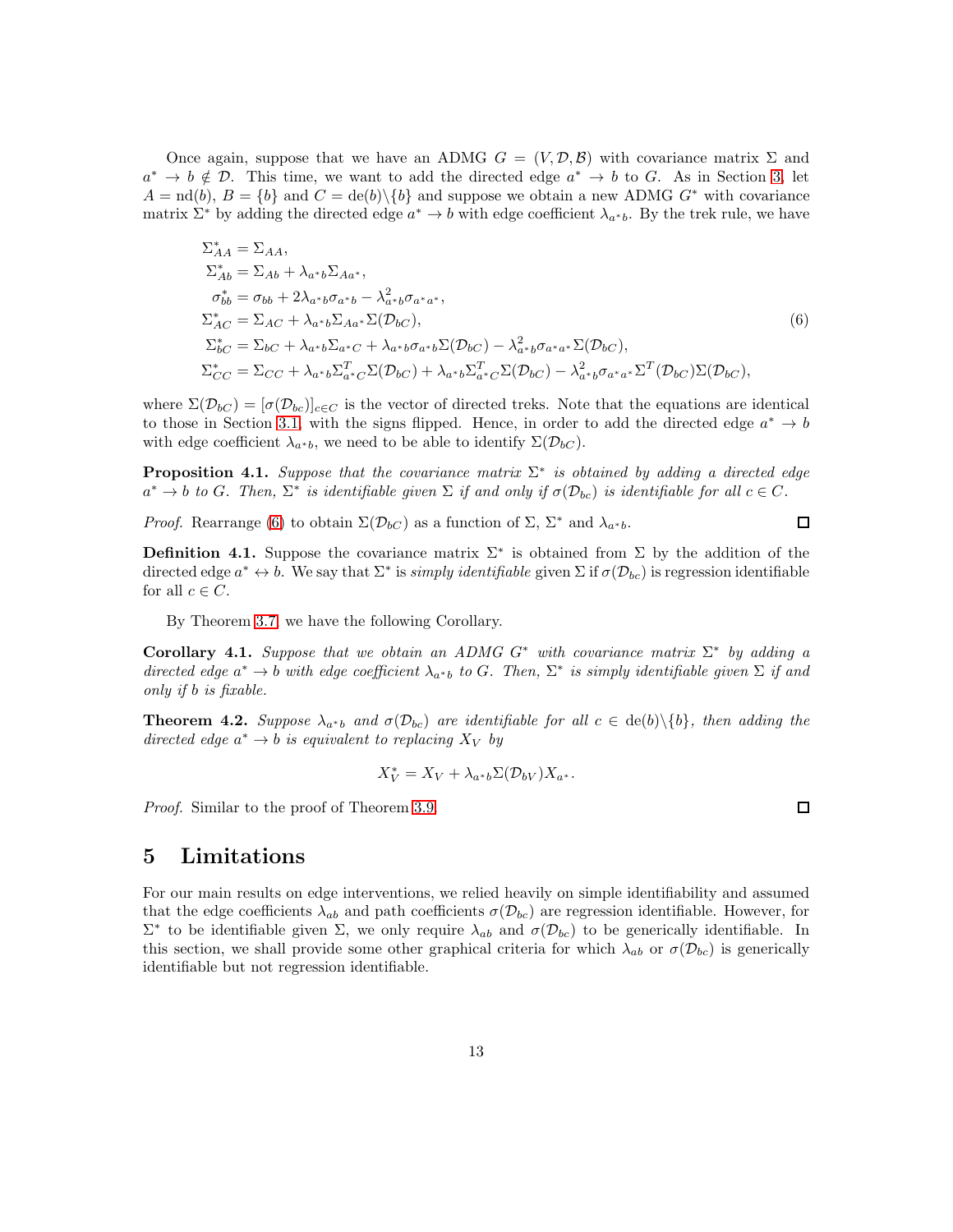Once again, suppose that we have an ADMG $G = (V, \mathcal{D}, \mathcal{B})$ with covariance matrix $\Sigma$ and $a^* \to b \notin \mathcal{D}$. This time, we want to add the directed edge $a^* \to b$ to $G$. As in Section 3, let $A = \mathrm{nd}(b)$, $B = \{b\}$ and $C = \mathrm{de}(b)\backslash\{b\}$ and suppose we obtain a new ADMG $G^*$ with covariance matrix $\Sigma^*$ by adding the directed edge $a^* \to b$ with edge coefficient $\lambda_{a^*b}$. By the trek rule, we have

$$
\begin{aligned}
\Sigma^*_{AA} &= \Sigma_{AA}, \\
\Sigma^*_{Ab} &= \Sigma_{Ab} + \lambda_{a^*b}\Sigma_{Aa^*}, \\
\sigma^*_{bb} &= \sigma_{bb} + 2\lambda_{a^*b}\sigma_{a^*b} - \lambda^2_{a^*b}\sigma_{a^*a^*}, \\
\Sigma^*_{AC} &= \Sigma_{AC} + \lambda_{a^*b}\Sigma_{Aa^*}\Sigma(\mathcal{D}_{bC}), \\
\Sigma^*_{bC} &= \Sigma_{bC} + \lambda_{a^*b}\Sigma_{a^*C} + \lambda_{a^*b}\sigma_{a^*b}\Sigma(\mathcal{D}_{bC}) - \lambda^2_{a^*b}\sigma_{a^*a^*}\Sigma(\mathcal{D}_{bC}), \\
\Sigma^*_{CC} &= \Sigma_{CC} + \lambda_{a^*b}\Sigma^T_{a^*C}\Sigma(\mathcal{D}_{bC}) + \lambda_{a^*b}\Sigma^T_{a^*C}\Sigma(\mathcal{D}_{bC}) - \lambda^2_{a^*b}\sigma_{a^*a^*}\Sigma^T(\mathcal{D}_{bC})\Sigma(\mathcal{D}_{bC}),
\end{aligned}
\tag{6}
$$

where $\Sigma(\mathcal{D}_{bC}) = [\sigma(\mathcal{D}_{bc})]_{c \in C}$ is the vector of directed treks. Note that the equations are identical to those in Section 3.1, with the signs flipped. Hence, in order to add the directed edge $a^* \to b$ with edge coefficient $\lambda_{a^*b}$, we need to be able to identify $\Sigma(\mathcal{D}_{bC})$.

**Proposition 4.1.** *Suppose that the covariance matrix $\Sigma^*$ is obtained by adding a directed edge $a^* \to b$ to $G$. Then, $\Sigma^*$ is identifiable given $\Sigma$ if and only if $\sigma(\mathcal{D}_{bc})$ is identifiable for all $c \in C$.*

*Proof.* Rearrange (6) to obtain $\Sigma(\mathcal{D}_{bC})$ as a function of $\Sigma$, $\Sigma^*$ and $\lambda_{a^*b}$. ◻

**Definition 4.1.** Suppose the covariance matrix $\Sigma^*$ is obtained from $\Sigma$ by the addition of the directed edge $a^* \leftrightarrow b$. We say that $\Sigma^*$ is *simply identifiable* given $\Sigma$ if $\sigma(\mathcal{D}_{bc})$ is regression identifiable for all $c \in C$.

By Theorem 3.7, we have the following Corollary.

**Corollary 4.1.** *Suppose that we obtain an ADMG $G^*$ with covariance matrix $\Sigma^*$ by adding a directed edge $a^* \to b$ with edge coefficient $\lambda_{a^*b}$ to $G$. Then, $\Sigma^*$ is simply identifiable given $\Sigma$ if and only if $b$ is fixable.*

**Theorem 4.2.** *Suppose $\lambda_{a^*b}$ and $\sigma(\mathcal{D}_{bc})$ are identifiable for all $c \in \mathrm{de}(b)\backslash\{b\}$, then adding the directed edge $a^* \to b$ is equivalent to replacing $X_V$ by*

$$X^*_V = X_V + \lambda_{a^*b}\Sigma(\mathcal{D}_{bV})X_{a^*}.$$

*Proof.* Similar to the proof of Theorem 3.9. ◻

# 5 Limitations

For our main results on edge interventions, we relied heavily on simple identifiability and assumed that the edge coefficients $\lambda_{ab}$ and path coefficients $\sigma(\mathcal{D}_{bc})$ are regression identifiable. However, for $\Sigma^*$ to be identifiable given $\Sigma$, we only require $\lambda_{ab}$ and $\sigma(\mathcal{D}_{bc})$ to be generically identifiable. In this section, we shall provide some other graphical criteria for which $\lambda_{ab}$ or $\sigma(\mathcal{D}_{bc})$ is generically identifiable but not regression identifiable.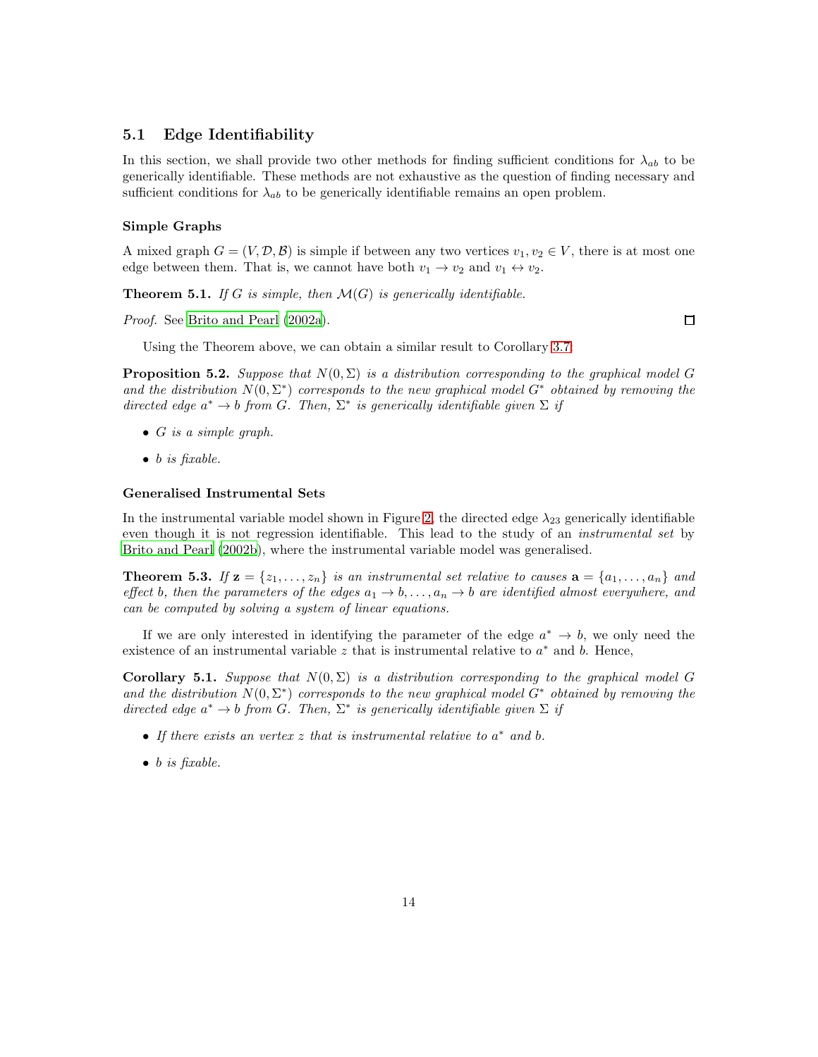## 5.1 Edge Identifiability

In this section, we shall provide two other methods for finding sufficient conditions for $\lambda_{ab}$ to be generically identifiable. These methods are not exhaustive as the question of finding necessary and sufficient conditions for $\lambda_{ab}$ to be generically identifiable remains an open problem.

### Simple Graphs

A mixed graph $G = (V, \mathcal{D}, \mathcal{B})$ is simple if between any two vertices $v_1, v_2 \in V$, there is at most one edge between them. That is, we cannot have both $v_1 \to v_2$ and $v_1 \leftrightarrow v_2$.

**Theorem 5.1.** *If $G$ is simple, then $\mathcal{M}(G)$ is generically identifiable.*

*Proof.* See Brito and Pearl (2002a). □

Using the Theorem above, we can obtain a similar result to Corollary 3.7.

**Proposition 5.2.** *Suppose that $N(0, \Sigma)$ is a distribution corresponding to the graphical model $G$ and the distribution $N(0, \Sigma^*)$ corresponds to the new graphical model $G^*$ obtained by removing the directed edge $a^* \to b$ from $G$. Then, $\Sigma^*$ is generically identifiable given $\Sigma$ if*

- *$G$ is a simple graph.*
- *$b$ is fixable.*

### Generalised Instrumental Sets

In the instrumental variable model shown in Figure 2, the directed edge $\lambda_{23}$ generically identifiable even though it is not regression identifiable. This lead to the study of an *instrumental set* by Brito and Pearl (2002b), where the instrumental variable model was generalised.

**Theorem 5.3.** *If $\mathbf{z} = \{z_1, \ldots, z_n\}$ is an instrumental set relative to causes $\mathbf{a} = \{a_1, \ldots, a_n\}$ and effect $b$, then the parameters of the edges $a_1 \to b, \ldots, a_n \to b$ are identified almost everywhere, and can be computed by solving a system of linear equations.*

If we are only interested in identifying the parameter of the edge $a^* \to b$, we only need the existence of an instrumental variable $z$ that is instrumental relative to $a^*$ and $b$. Hence,

**Corollary 5.1.** *Suppose that $N(0, \Sigma)$ is a distribution corresponding to the graphical model $G$ and the distribution $N(0, \Sigma^*)$ corresponds to the new graphical model $G^*$ obtained by removing the directed edge $a^* \to b$ from $G$. Then, $\Sigma^*$ is generically identifiable given $\Sigma$ if*

- *If there exists an vertex $z$ that is instrumental relative to $a^*$ and $b$.*
- *$b$ is fixable.*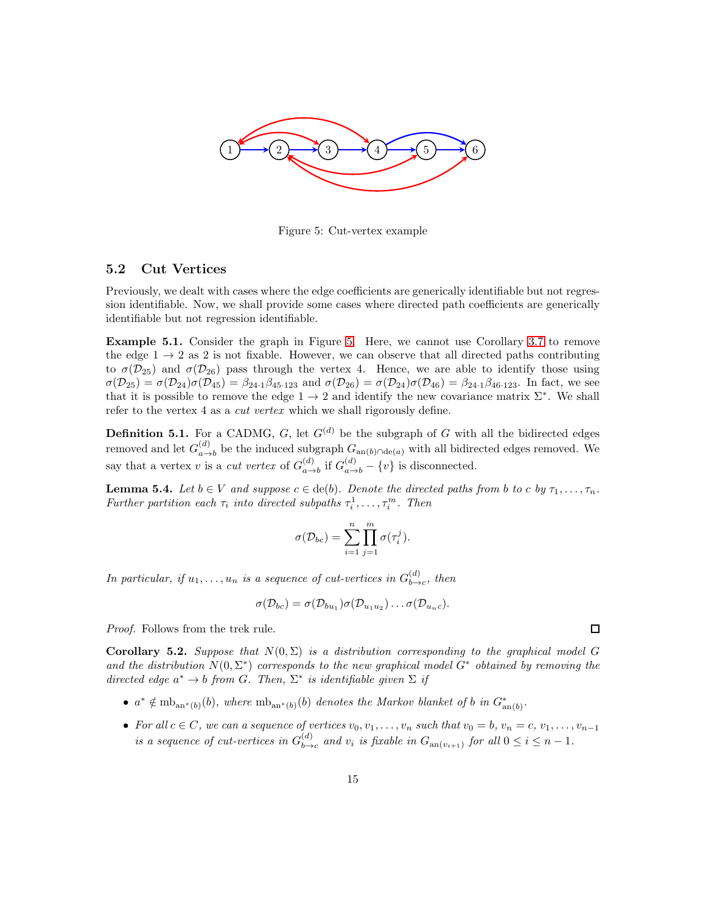Figure 5: Cut-vertex example

## 5.2 Cut Vertices

Previously, we dealt with cases where the edge coefficients are generically identifiable but not regression identifiable. Now, we shall provide some cases where directed path coefficients are generically identifiable but not regression identifiable.

**Example 5.1.** Consider the graph in Figure 5. Here, we cannot use Corollary 3.7 to remove the edge $1 \to 2$ as 2 is not fixable. However, we can observe that all directed paths contributing to $\sigma(\mathcal{D}_{25})$ and $\sigma(\mathcal{D}_{26})$ pass through the vertex 4. Hence, we are able to identify those using $\sigma(\mathcal{D}_{25}) = \sigma(\mathcal{D}_{24})\sigma(\mathcal{D}_{45}) = \beta_{24\cdot 1}\beta_{45\cdot 123}$ and $\sigma(\mathcal{D}_{26}) = \sigma(\mathcal{D}_{24})\sigma(\mathcal{D}_{46}) = \beta_{24\cdot 1}\beta_{46\cdot 123}$. In fact, we see that it is possible to remove the edge $1 \to 2$ and identify the new covariance matrix $\Sigma^*$. We shall refer to the vertex 4 as a *cut vertex* which we shall rigorously define.

**Definition 5.1.** For a CADMG, $G$, let $G^{(d)}$ be the subgraph of $G$ with all the bidirected edges removed and let $G^{(d)}_{a\to b}$ be the induced subgraph $G_{\mathrm{an}(b)\cap \mathrm{de}(a)}$ with all bidirected edges removed. We say that a vertex $v$ is a *cut vertex* of $G^{(d)}_{a\to b}$ if $G^{(d)}_{a\to b} - \{v\}$ is disconnected.

**Lemma 5.4.** *Let $b \in V$ and suppose $c \in \mathrm{de}(b)$. Denote the directed paths from $b$ to $c$ by $\tau_1, \dots, \tau_n$. Further partition each $\tau_i$ into directed subpaths $\tau_i^1, \dots, \tau_i^m$. Then*

$$\sigma(\mathcal{D}_{bc}) = \sum_{i=1}^{n} \prod_{j=1}^{m} \sigma(\tau_i^j).$$

*In particular, if $u_1, \dots, u_n$ is a sequence of cut-vertices in $G^{(d)}_{b\to c}$, then*

$$\sigma(\mathcal{D}_{bc}) = \sigma(\mathcal{D}_{bu_1})\sigma(\mathcal{D}_{u_1u_2}) \dots \sigma(\mathcal{D}_{u_nc}).$$

*Proof.* Follows from the trek rule. □

**Corollary 5.2.** *Suppose that $N(0, \Sigma)$ is a distribution corresponding to the graphical model $G$ and the distribution $N(0, \Sigma^*)$ corresponds to the new graphical model $G^*$ obtained by removing the directed edge $a^* \to b$ from $G$. Then, $\Sigma^*$ is identifiable given $\Sigma$ if*

- *$a^* \notin \mathrm{mb}_{\mathrm{an}^*(b)}(b)$, where $\mathrm{mb}_{\mathrm{an}^*(b)}(b)$ denotes the Markov blanket of $b$ in $G^*_{\mathrm{an}(b)}$.*
- *For all $c \in C$, we can a sequence of vertices $v_0, v_1, \dots, v_n$ such that $v_0 = b$, $v_n = c$, $v_1, \dots, v_{n-1}$ is a sequence of cut-vertices in $G^{(d)}_{b\to c}$ and $v_i$ is fixable in $G_{\mathrm{an}(v_{i+1})}$ for all $0 \le i \le n-1$.*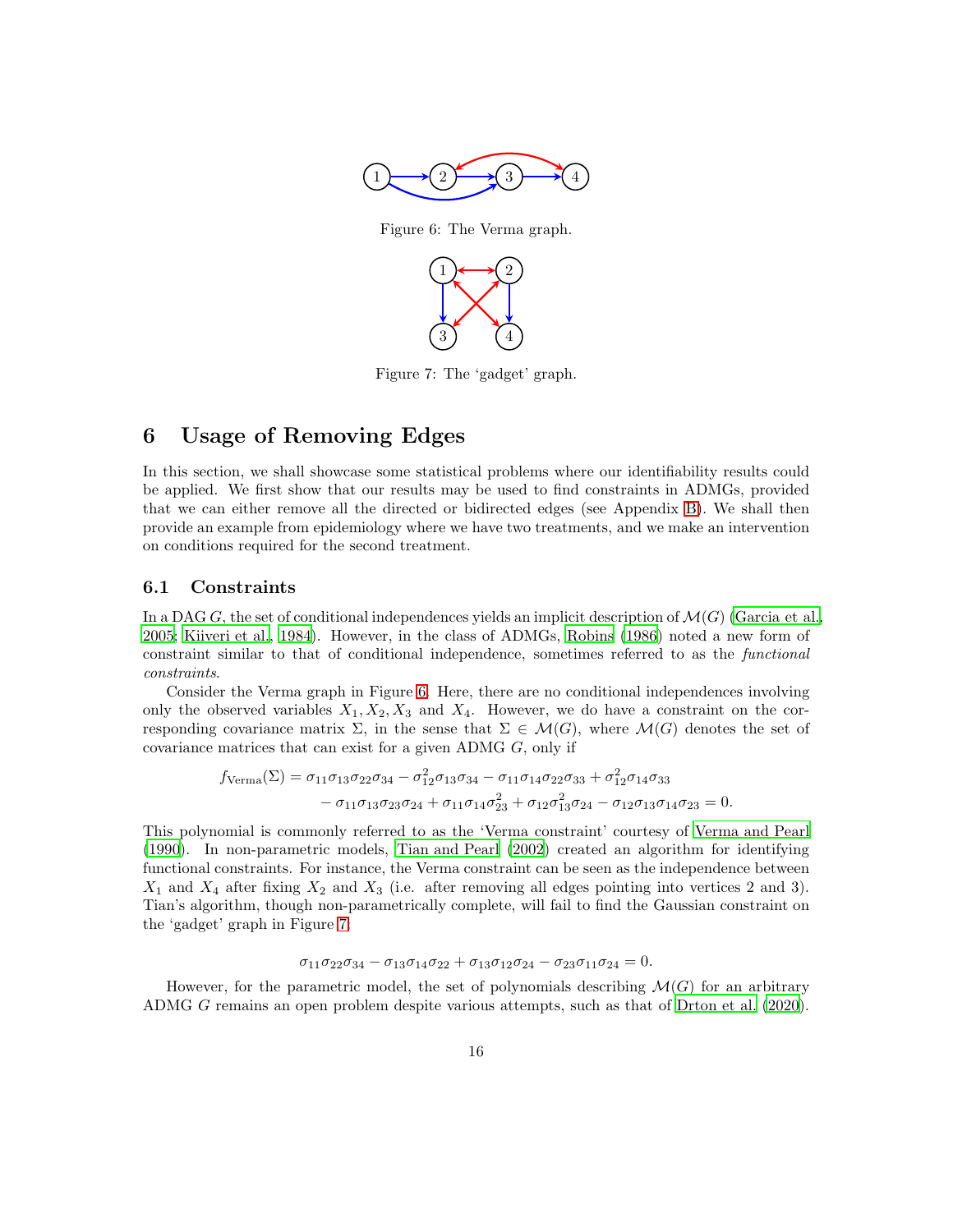Figure 6: The Verma graph.

Figure 7: The 'gadget' graph.

## 6 Usage of Removing Edges

In this section, we shall showcase some statistical problems where our identifiability results could be applied. We first show that our results may be used to find constraints in ADMGs, provided that we can either remove all the directed or bidirected edges (see Appendix B). We shall then provide an example from epidemiology where we have two treatments, and we make an intervention on conditions required for the second treatment.

### 6.1 Constraints

In a DAG $G$, the set of conditional independences yields an implicit description of $\mathcal{M}(G)$ (Garcia et al., 2005; Kiiveri et al., 1984). However, in the class of ADMGs, Robins (1986) noted a new form of constraint similar to that of conditional independence, sometimes referred to as the *functional constraints*.

Consider the Verma graph in Figure 6. Here, there are no conditional independences involving only the observed variables $X_1, X_2, X_3$ and $X_4$. However, we do have a constraint on the corresponding covariance matrix $\Sigma$, in the sense that $\Sigma \in \mathcal{M}(G)$, where $\mathcal{M}(G)$ denotes the set of covariance matrices that can exist for a given ADMG $G$, only if

$$
\begin{aligned}
f_{\text{Verma}}(\Sigma) = \sigma_{11}\sigma_{13}\sigma_{22}\sigma_{34} - \sigma_{12}^2\sigma_{13}\sigma_{34} - \sigma_{11}\sigma_{14}\sigma_{22}\sigma_{33} + \sigma_{12}^2\sigma_{14}\sigma_{33} \\
- \sigma_{11}\sigma_{13}\sigma_{23}\sigma_{24} + \sigma_{11}\sigma_{14}\sigma_{23}^2 + \sigma_{12}\sigma_{13}^2\sigma_{24} - \sigma_{12}\sigma_{13}\sigma_{14}\sigma_{23} = 0.
\end{aligned}
$$

This polynomial is commonly referred to as the 'Verma constraint' courtesy of Verma and Pearl (1990). In non-parametric models, Tian and Pearl (2002) created an algorithm for identifying functional constraints. For instance, the Verma constraint can be seen as the independence between $X_1$ and $X_4$ after fixing $X_2$ and $X_3$ (i.e. after removing all edges pointing into vertices 2 and 3). Tian's algorithm, though non-parametrically complete, will fail to find the Gaussian constraint on the 'gadget' graph in Figure 7:

$$
\sigma_{11}\sigma_{22}\sigma_{34} - \sigma_{13}\sigma_{14}\sigma_{22} + \sigma_{13}\sigma_{12}\sigma_{24} - \sigma_{23}\sigma_{11}\sigma_{24} = 0.
$$

However, for the parametric model, the set of polynomials describing $\mathcal{M}(G)$ for an arbitrary ADMG $G$ remains an open problem despite various attempts, such as that of Drton et al. (2020).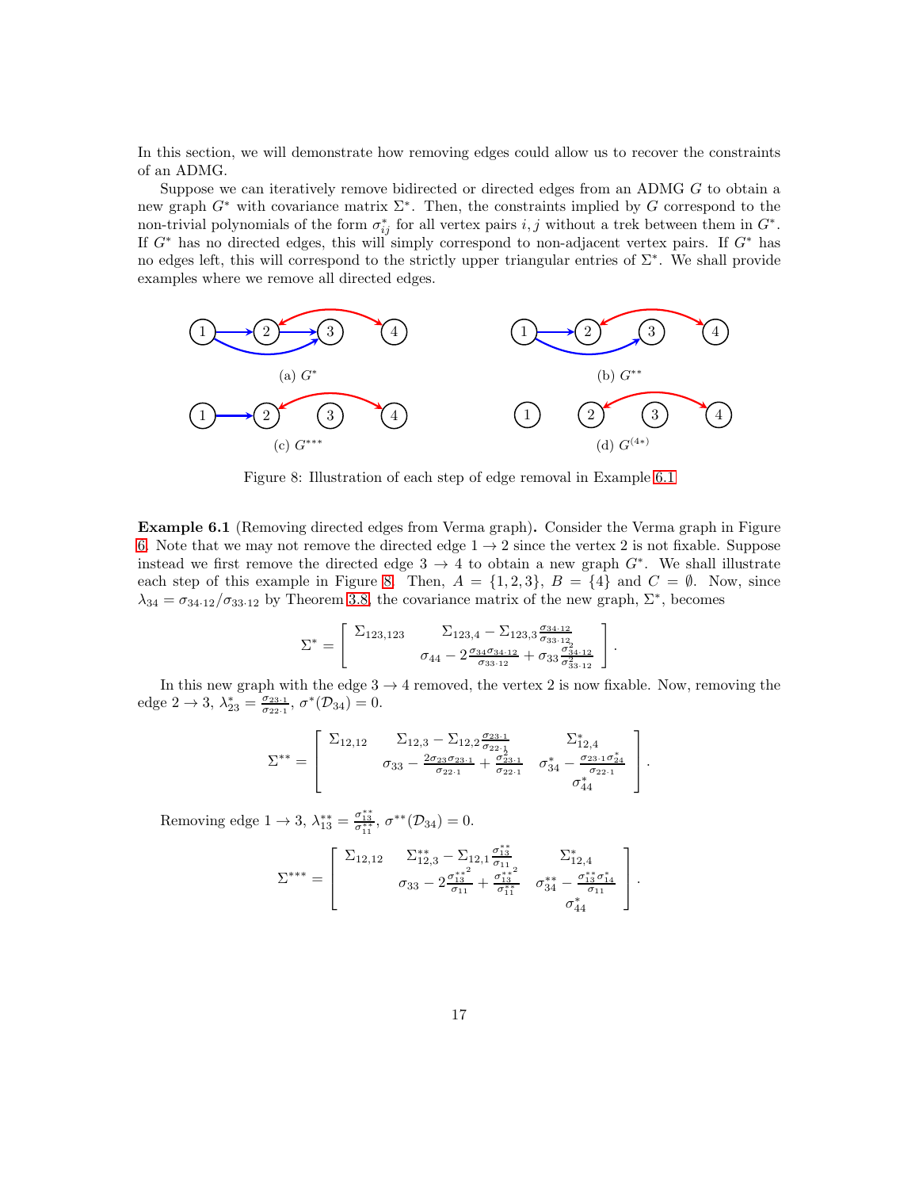In this section, we will demonstrate how removing edges could allow us to recover the constraints of an ADMG.

Suppose we can iteratively remove bidirected or directed edges from an ADMG $G$ to obtain a new graph $G^*$ with covariance matrix $\Sigma^*$. Then, the constraints implied by $G$ correspond to the non-trivial polynomials of the form $\sigma^*_{ij}$ for all vertex pairs $i, j$ without a trek between them in $G^*$. If $G^*$ has no directed edges, this will simply correspond to non-adjacent vertex pairs. If $G^*$ has no edges left, this will correspond to the strictly upper triangular entries of $\Sigma^*$. We shall provide examples where we remove all directed edges.

(a) $G^*$

(b) $G^{**}$

(c) $G^{***}$

(d) $G^{(4*)}$

Figure 8: Illustration of each step of edge removal in Example 6.1

**Example 6.1** (Removing directed edges from Verma graph)**.** Consider the Verma graph in Figure 6. Note that we may not remove the directed edge $1 \to 2$ since the vertex 2 is not fixable. Suppose instead we first remove the directed edge $3 \to 4$ to obtain a new graph $G^*$. We shall illustrate each step of this example in Figure 8. Then, $A = \{1, 2, 3\}$, $B = \{4\}$ and $C = \emptyset$. Now, since $\lambda_{34} = \sigma_{34\cdot 12}/\sigma_{33\cdot 12}$ by Theorem 3.8, the covariance matrix of the new graph, $\Sigma^*$, becomes

$$\Sigma^* = \begin{bmatrix} \Sigma_{123,123} & \Sigma_{123,4} - \Sigma_{123,3}\frac{\sigma_{34\cdot 12}}{\sigma_{33\cdot 12}} \\ & \sigma_{44} - 2\frac{\sigma_{34}\sigma_{34\cdot 12}}{\sigma_{33\cdot 12}} + \sigma_{33}\frac{\sigma_{34\cdot 12}^2}{\sigma_{33\cdot 12}^2} \end{bmatrix}.$$

In this new graph with the edge $3 \to 4$ removed, the vertex 2 is now fixable. Now, removing the edge $2 \to 3$, $\lambda^*_{23} = \frac{\sigma_{23\cdot 1}}{\sigma_{22\cdot 1}}$, $\sigma^*(\mathcal{D}_{34}) = 0$.

$$\Sigma^{**} = \begin{bmatrix} \Sigma_{12,12} & \Sigma_{12,3} - \Sigma_{12,2}\frac{\sigma_{23\cdot 1}}{\sigma_{22\cdot 1}} & \Sigma^*_{12,4} \\ & \sigma_{33} - \frac{2\sigma_{23}\sigma_{23\cdot 1}}{\sigma_{22\cdot 1}} + \frac{\sigma_{23\cdot 1}^2}{\sigma_{22\cdot 1}} & \sigma^*_{34} - \frac{\sigma_{23\cdot 1}\sigma^*_{24}}{\sigma_{22\cdot 1}} \\ & & \sigma^*_{44} \end{bmatrix}.$$

Removing edge $1 \to 3$, $\lambda^{**}_{13} = \frac{\sigma^{**}_{13}}{\sigma^{**}_{11}}$, $\sigma^{**}(\mathcal{D}_{34}) = 0$.

$$\Sigma^{***} = \begin{bmatrix} \Sigma_{12,12} & \Sigma^{**}_{12,3} - \Sigma_{12,1}\frac{\sigma^{**}_{13}}{\sigma_{11}} & \Sigma^*_{12,4} \\ & \sigma_{33} - 2\frac{{\sigma^{**}_{13}}^2}{\sigma_{11}} + \frac{{\sigma^{**}_{13}}^2}{\sigma^{**}_{11}} & \sigma^{**}_{34} - \frac{\sigma^{**}_{13}\sigma^*_{14}}{\sigma_{11}} \\ & & \sigma^*_{44} \end{bmatrix}.$$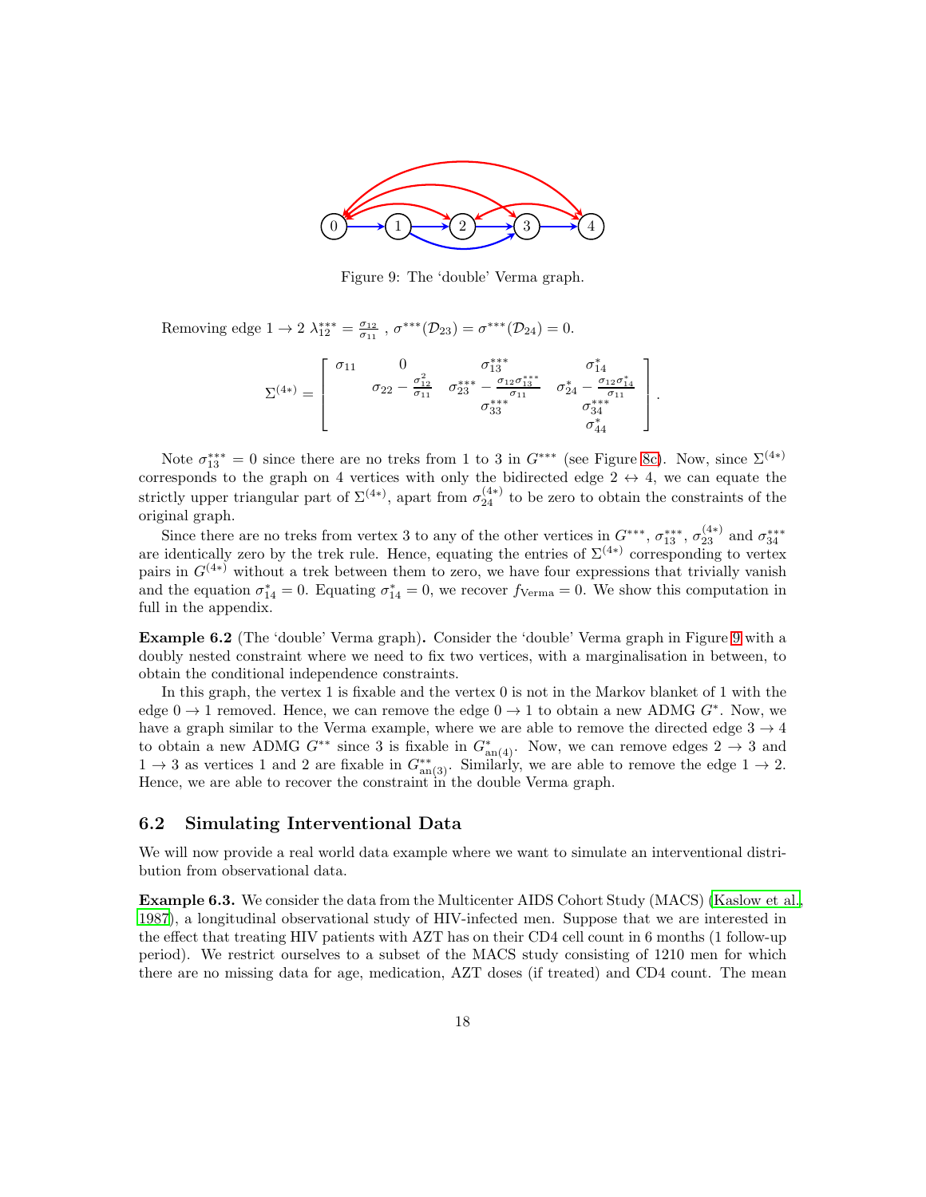Figure 9: The 'double' Verma graph.

Removing edge $1 \to 2$ $\lambda_{12}^{***} = \frac{\sigma_{12}}{\sigma_{11}}$ , $\sigma^{***}(\mathcal{D}_{23}) = \sigma^{***}(\mathcal{D}_{24}) = 0$.

$$\Sigma^{(4*)} = \begin{bmatrix} \sigma_{11} & 0 & \sigma_{13}^{***} & \sigma_{14}^{*} \\ & \sigma_{22} - \frac{\sigma_{12}^2}{\sigma_{11}} & \sigma_{23}^{***} - \frac{\sigma_{12}\sigma_{13}^{***}}{\sigma_{11}} & \sigma_{24}^{*} - \frac{\sigma_{12}\sigma_{14}^{*}}{\sigma_{11}} \\ & & \sigma_{33}^{***} & \sigma_{34}^{***} \\ & & & \sigma_{44}^{*} \end{bmatrix}.$$

Note $\sigma_{13}^{***} = 0$ since there are no treks from 1 to 3 in $G^{***}$ (see Figure 8c). Now, since $\Sigma^{(4*)}$ corresponds to the graph on 4 vertices with only the bidirected edge $2 \leftrightarrow 4$, we can equate the strictly upper triangular part of $\Sigma^{(4*)}$, apart from $\sigma_{24}^{(4*)}$ to be zero to obtain the constraints of the original graph.

Since there are no treks from vertex 3 to any of the other vertices in $G^{***}$, $\sigma_{13}^{***}$, $\sigma_{23}^{(4*)}$ and $\sigma_{34}^{***}$ are identically zero by the trek rule. Hence, equating the entries of $\Sigma^{(4*)}$ corresponding to vertex pairs in $G^{(4*)}$ without a trek between them to zero, we have four expressions that trivially vanish and the equation $\sigma_{14}^{*} = 0$. Equating $\sigma_{14}^{*} = 0$, we recover $f_{\text{Verma}} = 0$. We show this computation in full in the appendix.

**Example 6.2** (The 'double' Verma graph)**.** Consider the 'double' Verma graph in Figure 9 with a doubly nested constraint where we need to fix two vertices, with a marginalisation in between, to obtain the conditional independence constraints.

In this graph, the vertex 1 is fixable and the vertex 0 is not in the Markov blanket of 1 with the edge $0 \to 1$ removed. Hence, we can remove the edge $0 \to 1$ to obtain a new ADMG $G^{*}$. Now, we have a graph similar to the Verma example, where we are able to remove the directed edge $3 \to 4$ to obtain a new ADMG $G^{**}$ since 3 is fixable in $G^{*}_{\text{an}(4)}$. Now, we can remove edges $2 \to 3$ and $1 \to 3$ as vertices 1 and 2 are fixable in $G^{**}_{\text{an}(3)}$. Similarly, we are able to remove the edge $1 \to 2$. Hence, we are able to recover the constraint in the double Verma graph.

## 6.2 Simulating Interventional Data

We will now provide a real world data example where we want to simulate an interventional distribution from observational data.

**Example 6.3.** We consider the data from the Multicenter AIDS Cohort Study (MACS) (Kaslow et al., 1987), a longitudinal observational study of HIV-infected men. Suppose that we are interested in the effect that treating HIV patients with AZT has on their CD4 cell count in 6 months (1 follow-up period). We restrict ourselves to a subset of the MACS study consisting of 1210 men for which there are no missing data for age, medication, AZT doses (if treated) and CD4 count. The mean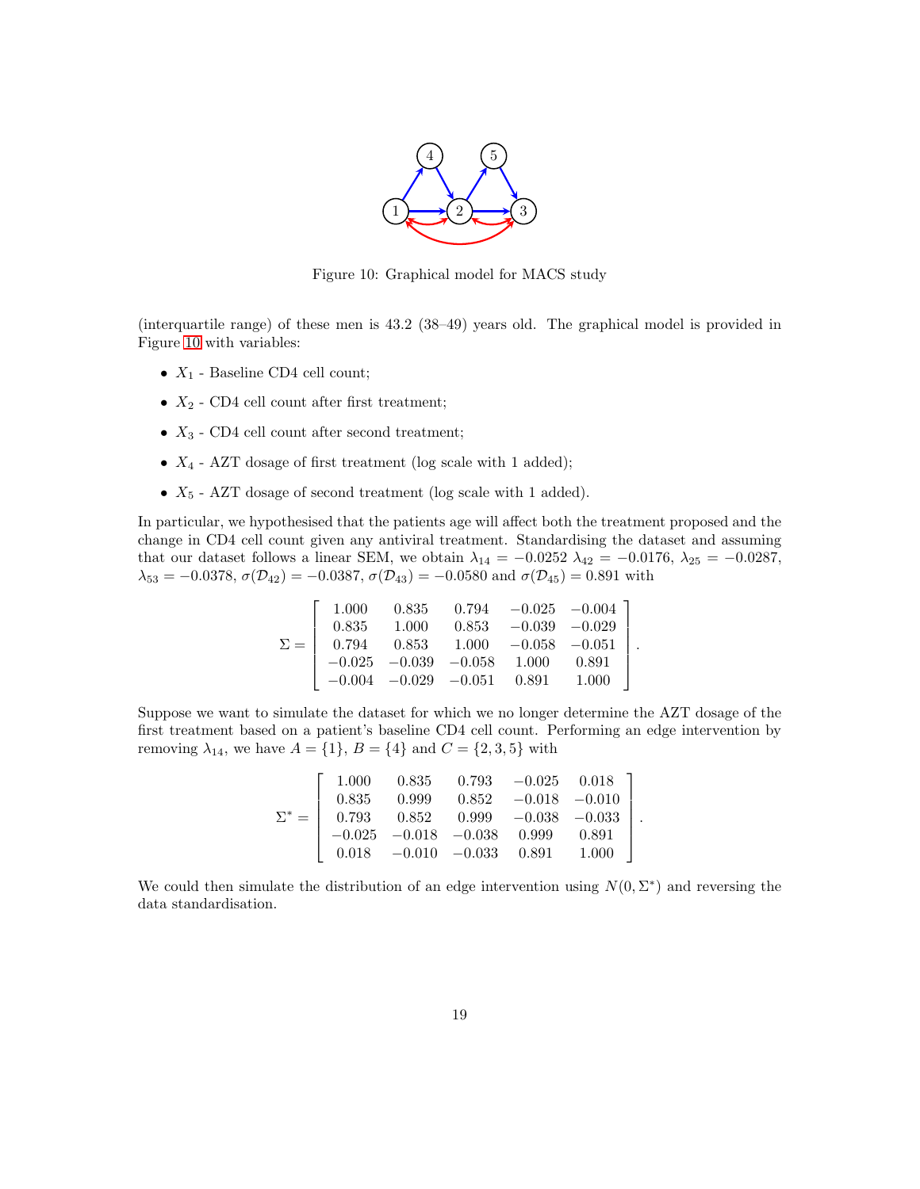Figure 10: Graphical model for MACS study

(interquartile range) of these men is 43.2 (38–49) years old. The graphical model is provided in Figure 10 with variables:

- $X_1$ - Baseline CD4 cell count;
- $X_2$ - CD4 cell count after first treatment;
- $X_3$ - CD4 cell count after second treatment;
- $X_4$ - AZT dosage of first treatment (log scale with 1 added);
- $X_5$ - AZT dosage of second treatment (log scale with 1 added).

In particular, we hypothesised that the patients age will affect both the treatment proposed and the change in CD4 cell count given any antiviral treatment. Standardising the dataset and assuming that our dataset follows a linear SEM, we obtain $\lambda_{14} = -0.0252$ $\lambda_{42} = -0.0176$, $\lambda_{25} = -0.0287$, $\lambda_{53} = -0.0378$, $\sigma(\mathcal{D}_{42}) = -0.0387$, $\sigma(\mathcal{D}_{43}) = -0.0580$ and $\sigma(\mathcal{D}_{45}) = 0.891$ with

$$\Sigma = \begin{bmatrix} 1.000 & 0.835 & 0.794 & -0.025 & -0.004 \\ 0.835 & 1.000 & 0.853 & -0.039 & -0.029 \\ 0.794 & 0.853 & 1.000 & -0.058 & -0.051 \\ -0.025 & -0.039 & -0.058 & 1.000 & 0.891 \\ -0.004 & -0.029 & -0.051 & 0.891 & 1.000 \end{bmatrix}.$$

Suppose we want to simulate the dataset for which we no longer determine the AZT dosage of the first treatment based on a patient's baseline CD4 cell count. Performing an edge intervention by removing $\lambda_{14}$, we have $A = \{1\}$, $B = \{4\}$ and $C = \{2, 3, 5\}$ with

$$\Sigma^* = \begin{bmatrix} 1.000 & 0.835 & 0.793 & -0.025 & 0.018 \\ 0.835 & 0.999 & 0.852 & -0.018 & -0.010 \\ 0.793 & 0.852 & 0.999 & -0.038 & -0.033 \\ -0.025 & -0.018 & -0.038 & 0.999 & 0.891 \\ 0.018 & -0.010 & -0.033 & 0.891 & 1.000 \end{bmatrix}.$$

We could then simulate the distribution of an edge intervention using $N(0, \Sigma^*)$ and reversing the data standardisation.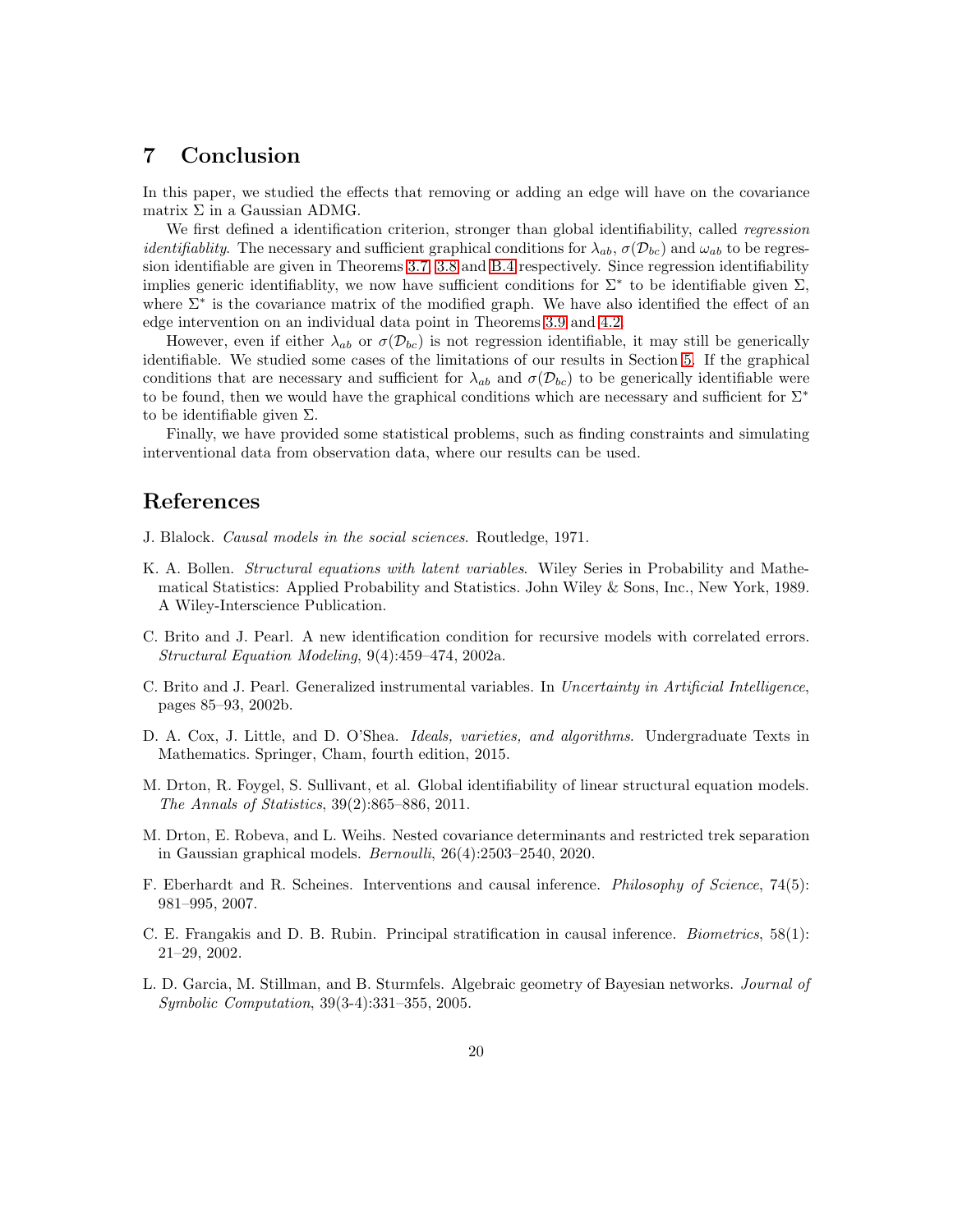# 7 Conclusion

In this paper, we studied the effects that removing or adding an edge will have on the covariance matrix $\Sigma$ in a Gaussian ADMG.

We first defined a identification criterion, stronger than global identifiability, called *regression identifiablity*. The necessary and sufficient graphical conditions for $\lambda_{ab}$, $\sigma(\mathcal{D}_{bc})$ and $\omega_{ab}$ to be regression identifiable are given in Theorems 3.7, 3.8 and B.4 respectively. Since regression identifiability implies generic identifiablity, we now have sufficient conditions for $\Sigma^*$ to be identifiable given $\Sigma$, where $\Sigma^*$ is the covariance matrix of the modified graph. We have also identified the effect of an edge intervention on an individual data point in Theorems 3.9 and 4.2.

However, even if either $\lambda_{ab}$ or $\sigma(\mathcal{D}_{bc})$ is not regression identifiable, it may still be generically identifiable. We studied some cases of the limitations of our results in Section 5. If the graphical conditions that are necessary and sufficient for $\lambda_{ab}$ and $\sigma(\mathcal{D}_{bc})$ to be generically identifiable were to be found, then we would have the graphical conditions which are necessary and sufficient for $\Sigma^*$ to be identifiable given $\Sigma$.

Finally, we have provided some statistical problems, such as finding constraints and simulating interventional data from observation data, where our results can be used.

# References

J. Blalock. *Causal models in the social sciences*. Routledge, 1971.

K. A. Bollen. *Structural equations with latent variables*. Wiley Series in Probability and Mathematical Statistics: Applied Probability and Statistics. John Wiley & Sons, Inc., New York, 1989. A Wiley-Interscience Publication.

C. Brito and J. Pearl. A new identification condition for recursive models with correlated errors. *Structural Equation Modeling*, 9(4):459–474, 2002a.

C. Brito and J. Pearl. Generalized instrumental variables. In *Uncertainty in Artificial Intelligence*, pages 85–93, 2002b.

D. A. Cox, J. Little, and D. O'Shea. *Ideals, varieties, and algorithms*. Undergraduate Texts in Mathematics. Springer, Cham, fourth edition, 2015.

M. Drton, R. Foygel, S. Sullivant, et al. Global identifiability of linear structural equation models. *The Annals of Statistics*, 39(2):865–886, 2011.

M. Drton, E. Robeva, and L. Weihs. Nested covariance determinants and restricted trek separation in Gaussian graphical models. *Bernoulli*, 26(4):2503–2540, 2020.

F. Eberhardt and R. Scheines. Interventions and causal inference. *Philosophy of Science*, 74(5): 981–995, 2007.

C. E. Frangakis and D. B. Rubin. Principal stratification in causal inference. *Biometrics*, 58(1): 21–29, 2002.

L. D. Garcia, M. Stillman, and B. Sturmfels. Algebraic geometry of Bayesian networks. *Journal of Symbolic Computation*, 39(3-4):331–355, 2005.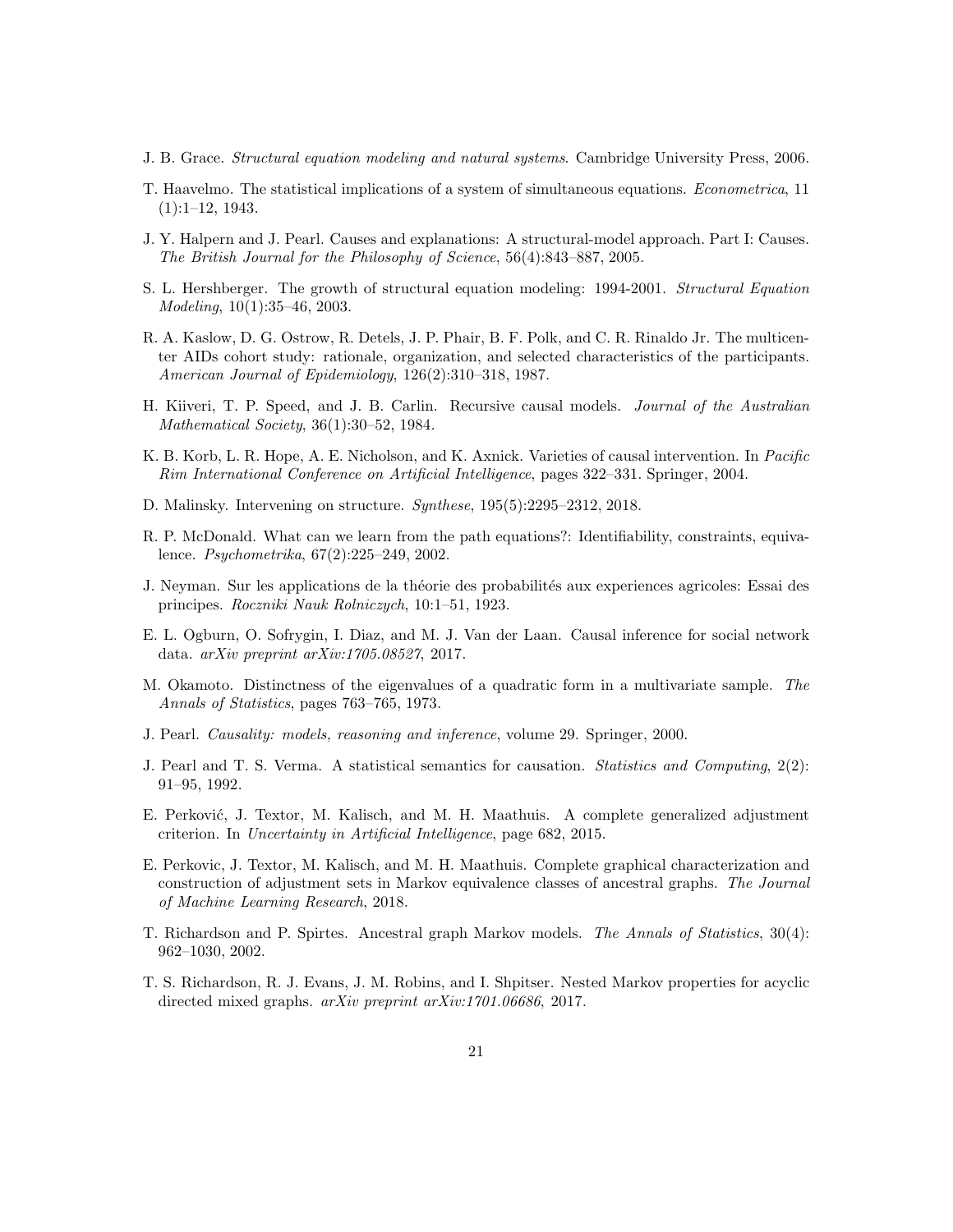J. B. Grace. *Structural equation modeling and natural systems*. Cambridge University Press, 2006.

T. Haavelmo. The statistical implications of a system of simultaneous equations. *Econometrica*, 11 (1):1–12, 1943.

J. Y. Halpern and J. Pearl. Causes and explanations: A structural-model approach. Part I: Causes. *The British Journal for the Philosophy of Science*, 56(4):843–887, 2005.

S. L. Hershberger. The growth of structural equation modeling: 1994-2001. *Structural Equation Modeling*, 10(1):35–46, 2003.

R. A. Kaslow, D. G. Ostrow, R. Detels, J. P. Phair, B. F. Polk, and C. R. Rinaldo Jr. The multicenter AIDs cohort study: rationale, organization, and selected characteristics of the participants. *American Journal of Epidemiology*, 126(2):310–318, 1987.

H. Kiiveri, T. P. Speed, and J. B. Carlin. Recursive causal models. *Journal of the Australian Mathematical Society*, 36(1):30–52, 1984.

K. B. Korb, L. R. Hope, A. E. Nicholson, and K. Axnick. Varieties of causal intervention. In *Pacific Rim International Conference on Artificial Intelligence*, pages 322–331. Springer, 2004.

D. Malinsky. Intervening on structure. *Synthese*, 195(5):2295–2312, 2018.

R. P. McDonald. What can we learn from the path equations?: Identifiability, constraints, equivalence. *Psychometrika*, 67(2):225–249, 2002.

J. Neyman. Sur les applications de la théorie des probabilités aux experiences agricoles: Essai des principes. *Roczniki Nauk Rolniczych*, 10:1–51, 1923.

E. L. Ogburn, O. Sofrygin, I. Diaz, and M. J. Van der Laan. Causal inference for social network data. *arXiv preprint arXiv:1705.08527*, 2017.

M. Okamoto. Distinctness of the eigenvalues of a quadratic form in a multivariate sample. *The Annals of Statistics*, pages 763–765, 1973.

J. Pearl. *Causality: models, reasoning and inference*, volume 29. Springer, 2000.

J. Pearl and T. S. Verma. A statistical semantics for causation. *Statistics and Computing*, 2(2): 91–95, 1992.

E. Perković, J. Textor, M. Kalisch, and M. H. Maathuis. A complete generalized adjustment criterion. In *Uncertainty in Artificial Intelligence*, page 682, 2015.

E. Perkovic, J. Textor, M. Kalisch, and M. H. Maathuis. Complete graphical characterization and construction of adjustment sets in Markov equivalence classes of ancestral graphs. *The Journal of Machine Learning Research*, 2018.

T. Richardson and P. Spirtes. Ancestral graph Markov models. *The Annals of Statistics*, 30(4): 962–1030, 2002.

T. S. Richardson, R. J. Evans, J. M. Robins, and I. Shpitser. Nested Markov properties for acyclic directed mixed graphs. *arXiv preprint arXiv:1701.06686*, 2017.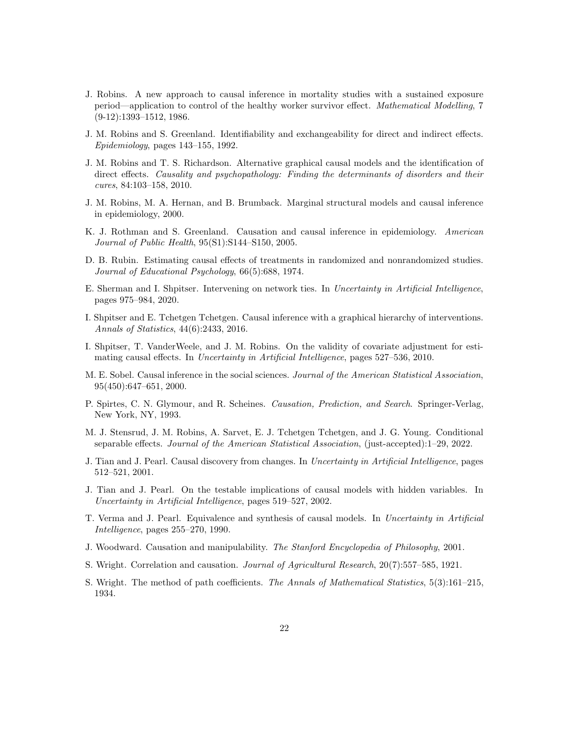J. Robins. A new approach to causal inference in mortality studies with a sustained exposure period—application to control of the healthy worker survivor effect. *Mathematical Modelling*, 7 (9-12):1393–1512, 1986.

J. M. Robins and S. Greenland. Identifiability and exchangeability for direct and indirect effects. *Epidemiology*, pages 143–155, 1992.

J. M. Robins and T. S. Richardson. Alternative graphical causal models and the identification of direct effects. *Causality and psychopathology: Finding the determinants of disorders and their cures*, 84:103–158, 2010.

J. M. Robins, M. A. Hernan, and B. Brumback. Marginal structural models and causal inference in epidemiology, 2000.

K. J. Rothman and S. Greenland. Causation and causal inference in epidemiology. *American Journal of Public Health*, 95(S1):S144–S150, 2005.

D. B. Rubin. Estimating causal effects of treatments in randomized and nonrandomized studies. *Journal of Educational Psychology*, 66(5):688, 1974.

E. Sherman and I. Shpitser. Intervening on network ties. In *Uncertainty in Artificial Intelligence*, pages 975–984, 2020.

I. Shpitser and E. Tchetgen Tchetgen. Causal inference with a graphical hierarchy of interventions. *Annals of Statistics*, 44(6):2433, 2016.

I. Shpitser, T. VanderWeele, and J. M. Robins. On the validity of covariate adjustment for estimating causal effects. In *Uncertainty in Artificial Intelligence*, pages 527–536, 2010.

M. E. Sobel. Causal inference in the social sciences. *Journal of the American Statistical Association*, 95(450):647–651, 2000.

P. Spirtes, C. N. Glymour, and R. Scheines. *Causation, Prediction, and Search*. Springer-Verlag, New York, NY, 1993.

M. J. Stensrud, J. M. Robins, A. Sarvet, E. J. Tchetgen Tchetgen, and J. G. Young. Conditional separable effects. *Journal of the American Statistical Association*, (just-accepted):1–29, 2022.

J. Tian and J. Pearl. Causal discovery from changes. In *Uncertainty in Artificial Intelligence*, pages 512–521, 2001.

J. Tian and J. Pearl. On the testable implications of causal models with hidden variables. In *Uncertainty in Artificial Intelligence*, pages 519–527, 2002.

T. Verma and J. Pearl. Equivalence and synthesis of causal models. In *Uncertainty in Artificial Intelligence*, pages 255–270, 1990.

J. Woodward. Causation and manipulability. *The Stanford Encyclopedia of Philosophy*, 2001.

S. Wright. Correlation and causation. *Journal of Agricultural Research*, 20(7):557–585, 1921.

S. Wright. The method of path coefficients. *The Annals of Mathematical Statistics*, 5(3):161–215, 1934.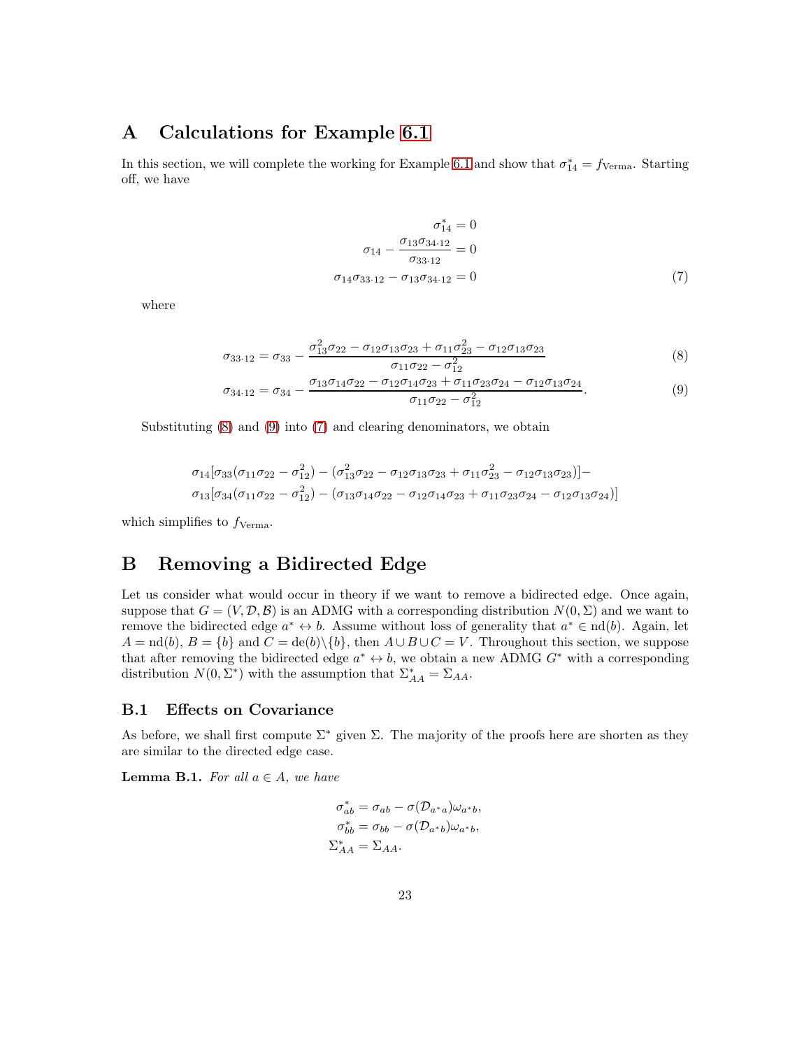# A Calculations for Example 6.1

In this section, we will complete the working for Example 6.1 and show that $\sigma^*_{14} = f_{\text{Verma}}$. Starting off, we have

$$
\begin{aligned}
\sigma^*_{14} &= 0 \\
\sigma_{14} - \frac{\sigma_{13}\sigma_{34\cdot 12}}{\sigma_{33\cdot 12}} &= 0 \\
\sigma_{14}\sigma_{33\cdot 12} - \sigma_{13}\sigma_{34\cdot 12} &= 0
\end{aligned} \tag{7}
$$

where

$$
\sigma_{33\cdot 12} = \sigma_{33} - \frac{\sigma_{13}^2\sigma_{22} - \sigma_{12}\sigma_{13}\sigma_{23} + \sigma_{11}\sigma_{23}^2 - \sigma_{12}\sigma_{13}\sigma_{23}}{\sigma_{11}\sigma_{22} - \sigma_{12}^2} \tag{8}
$$

$$
\sigma_{34\cdot 12} = \sigma_{34} - \frac{\sigma_{13}\sigma_{14}\sigma_{22} - \sigma_{12}\sigma_{14}\sigma_{23} + \sigma_{11}\sigma_{23}\sigma_{24} - \sigma_{12}\sigma_{13}\sigma_{24}}{\sigma_{11}\sigma_{22} - \sigma_{12}^2}. \tag{9}
$$

Substituting (8) and (9) into (7) and clearing denominators, we obtain

$$
\begin{aligned}
&\sigma_{14}[\sigma_{33}(\sigma_{11}\sigma_{22} - \sigma_{12}^2) - (\sigma_{13}^2\sigma_{22} - \sigma_{12}\sigma_{13}\sigma_{23} + \sigma_{11}\sigma_{23}^2 - \sigma_{12}\sigma_{13}\sigma_{23})] - \\
&\sigma_{13}[\sigma_{34}(\sigma_{11}\sigma_{22} - \sigma_{12}^2) - (\sigma_{13}\sigma_{14}\sigma_{22} - \sigma_{12}\sigma_{14}\sigma_{23} + \sigma_{11}\sigma_{23}\sigma_{24} - \sigma_{12}\sigma_{13}\sigma_{24})]
\end{aligned}
$$

which simplifies to $f_{\text{Verma}}$.

# B Removing a Bidirected Edge

Let us consider what would occur in theory if we want to remove a bidirected edge. Once again, suppose that $G = (V, \mathcal{D}, \mathcal{B})$ is an ADMG with a corresponding distribution $N(0, \Sigma)$ and we want to remove the bidirected edge $a^* \leftrightarrow b$. Assume without loss of generality that $a^* \in \text{nd}(b)$. Again, let $A = \text{nd}(b)$, $B = \{b\}$ and $C = \text{de}(b)\backslash\{b\}$, then $A \cup B \cup C = V$. Throughout this section, we suppose that after removing the bidirected edge $a^* \leftrightarrow b$, we obtain a new ADMG $G^*$ with a corresponding distribution $N(0, \Sigma^*)$ with the assumption that $\Sigma^*_{AA} = \Sigma_{AA}$.

## B.1 Effects on Covariance

As before, we shall first compute $\Sigma^*$ given $\Sigma$. The majority of the proofs here are shorten as they are similar to the directed edge case.

**Lemma B.1.** *For all $a \in A$, we have*

$$
\begin{aligned}
\sigma^*_{ab} &= \sigma_{ab} - \sigma(\mathcal{D}_{a^*a})\omega_{a^*b}, \\
\sigma^*_{bb} &= \sigma_{bb} - \sigma(\mathcal{D}_{a^*b})\omega_{a^*b}, \\
\Sigma^*_{AA} &= \Sigma_{AA}.
\end{aligned}
$$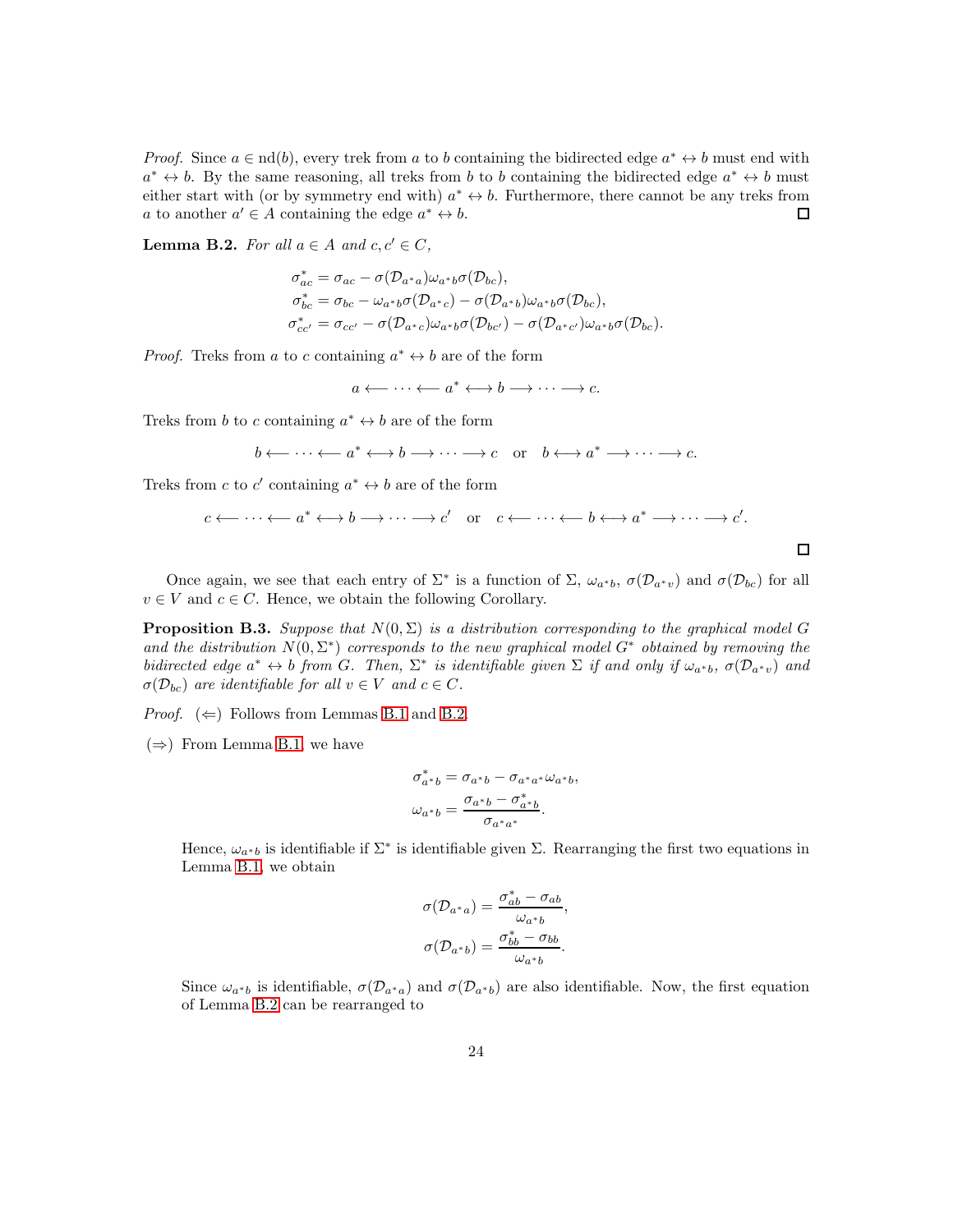*Proof.* Since $a \in \mathrm{nd}(b)$, every trek from $a$ to $b$ containing the bidirected edge $a^* \leftrightarrow b$ must end with $a^* \leftrightarrow b$. By the same reasoning, all treks from $b$ to $b$ containing the bidirected edge $a^* \leftrightarrow b$ must either start with (or by symmetry end with) $a^* \leftrightarrow b$. Furthermore, there cannot be any treks from $a$ to another $a' \in A$ containing the edge $a^* \leftrightarrow b$. □

**Lemma B.2.** *For all $a \in A$ and $c, c' \in C$,*

$$
\begin{aligned}
\sigma^*_{ac} &= \sigma_{ac} - \sigma(\mathcal{D}_{a^*a})\omega_{a^*b}\sigma(\mathcal{D}_{bc}),\\
\sigma^*_{bc} &= \sigma_{bc} - \omega_{a^*b}\sigma(\mathcal{D}_{a^*c}) - \sigma(\mathcal{D}_{a^*b})\omega_{a^*b}\sigma(\mathcal{D}_{bc}),\\
\sigma^*_{cc'} &= \sigma_{cc'} - \sigma(\mathcal{D}_{a^*c})\omega_{a^*b}\sigma(\mathcal{D}_{bc'}) - \sigma(\mathcal{D}_{a^*c'})\omega_{a^*b}\sigma(\mathcal{D}_{bc}).
\end{aligned}
$$

*Proof.* Treks from $a$ to $c$ containing $a^* \leftrightarrow b$ are of the form

$$a \longleftarrow \cdots \longleftarrow a^* \longleftrightarrow b \longrightarrow \cdots \longrightarrow c.$$

Treks from $b$ to $c$ containing $a^* \leftrightarrow b$ are of the form

$$b \longleftarrow \cdots \longleftarrow a^* \longleftrightarrow b \longrightarrow \cdots \longrightarrow c \quad \text{or} \quad b \longleftrightarrow a^* \longrightarrow \cdots \longrightarrow c.$$

Treks from $c$ to $c'$ containing $a^* \leftrightarrow b$ are of the form

$$c \longleftarrow \cdots \longleftarrow a^* \longleftrightarrow b \longrightarrow \cdots \longrightarrow c' \quad \text{or} \quad c \longleftarrow \cdots \longleftarrow b \longleftrightarrow a^* \longrightarrow \cdots \longrightarrow c'.$$

□

Once again, we see that each entry of $\Sigma^*$ is a function of $\Sigma$, $\omega_{a^*b}$, $\sigma(\mathcal{D}_{a^*v})$ and $\sigma(\mathcal{D}_{bc})$ for all $v \in V$ and $c \in C$. Hence, we obtain the following Corollary.

**Proposition B.3.** *Suppose that $N(0, \Sigma)$ is a distribution corresponding to the graphical model $G$ and the distribution $N(0, \Sigma^*)$ corresponds to the new graphical model $G^*$ obtained by removing the bidirected edge $a^* \leftrightarrow b$ from $G$. Then, $\Sigma^*$ is identifiable given $\Sigma$ if and only if $\omega_{a^*b}$, $\sigma(\mathcal{D}_{a^*v})$ and $\sigma(\mathcal{D}_{bc})$ are identifiable for all $v \in V$ and $c \in C$.*

*Proof.* ($\Leftarrow$) Follows from Lemmas B.1 and B.2.

($\Rightarrow$) From Lemma B.1, we have

$$
\begin{aligned}
\sigma^*_{a^*b} &= \sigma_{a^*b} - \sigma_{a^*a^*}\omega_{a^*b},\\
\omega_{a^*b} &= \frac{\sigma_{a^*b} - \sigma^*_{a^*b}}{\sigma_{a^*a^*}}.
\end{aligned}
$$

Hence, $\omega_{a^*b}$ is identifiable if $\Sigma^*$ is identifiable given $\Sigma$. Rearranging the first two equations in Lemma B.1, we obtain

$$
\begin{aligned}
\sigma(\mathcal{D}_{a^*a}) &= \frac{\sigma^*_{ab} - \sigma_{ab}}{\omega_{a^*b}},\\
\sigma(\mathcal{D}_{a^*b}) &= \frac{\sigma^*_{bb} - \sigma_{bb}}{\omega_{a^*b}}.
\end{aligned}
$$

Since $\omega_{a^*b}$ is identifiable, $\sigma(\mathcal{D}_{a^*a})$ and $\sigma(\mathcal{D}_{a^*b})$ are also identifiable. Now, the first equation of Lemma B.2 can be rearranged to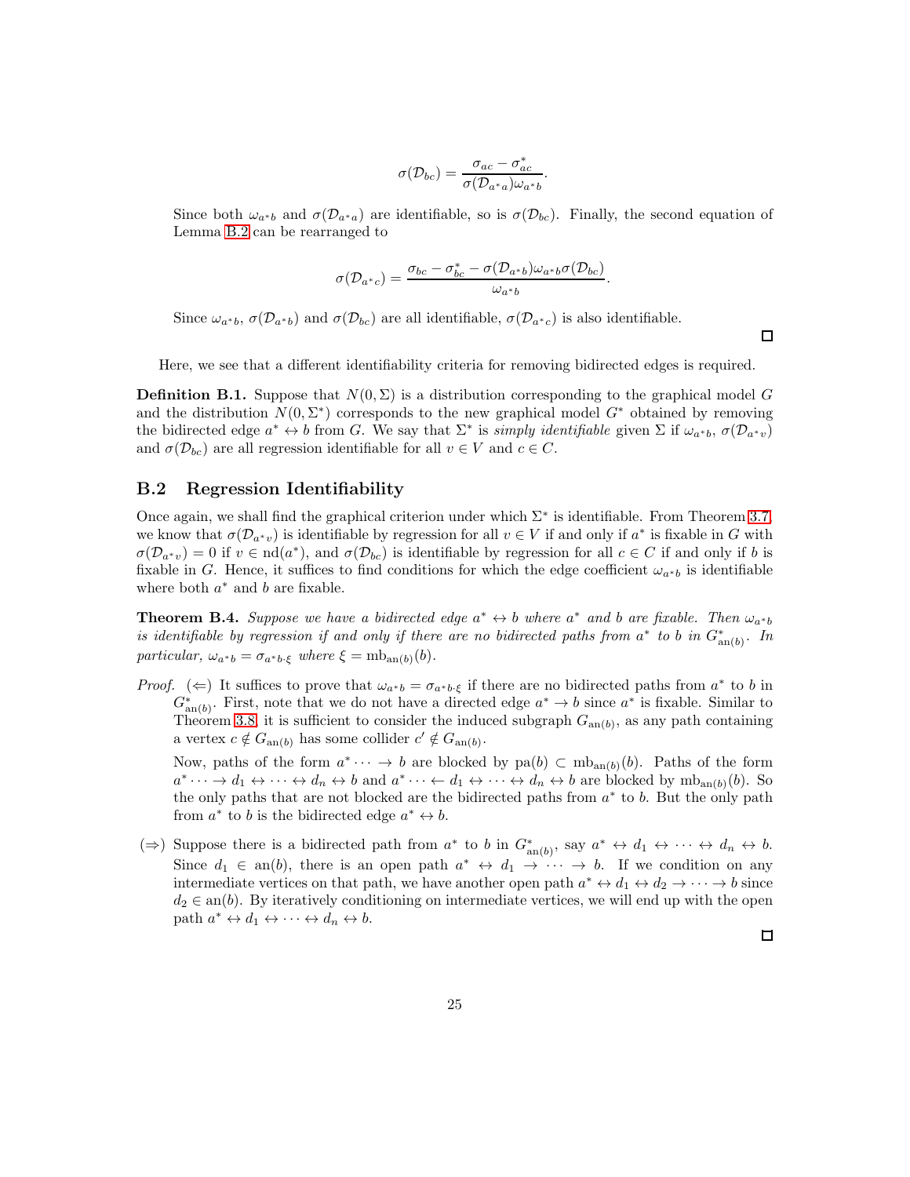$$\sigma(\mathcal{D}_{bc}) = \frac{\sigma_{ac} - \sigma^*_{ac}}{\sigma(\mathcal{D}_{a^*a})\omega_{a^*b}}.$$

Since both $\omega_{a^*b}$ and $\sigma(\mathcal{D}_{a^*a})$ are identifiable, so is $\sigma(\mathcal{D}_{bc})$. Finally, the second equation of Lemma B.2 can be rearranged to

$$\sigma(\mathcal{D}_{a^*c}) = \frac{\sigma_{bc} - \sigma^*_{bc} - \sigma(\mathcal{D}_{a^*b})\omega_{a^*b}\sigma(\mathcal{D}_{bc})}{\omega_{a^*b}}.$$

Since $\omega_{a^*b}$, $\sigma(\mathcal{D}_{a^*b})$ and $\sigma(\mathcal{D}_{bc})$ are all identifiable, $\sigma(\mathcal{D}_{a^*c})$ is also identifiable.

□

Here, we see that a different identifiability criteria for removing bidirected edges is required.

**Definition B.1.** Suppose that $N(0, \Sigma)$ is a distribution corresponding to the graphical model $G$ and the distribution $N(0, \Sigma^*)$ corresponds to the new graphical model $G^*$ obtained by removing the bidirected edge $a^* \leftrightarrow b$ from $G$. We say that $\Sigma^*$ is *simply identifiable* given $\Sigma$ if $\omega_{a^*b}$, $\sigma(\mathcal{D}_{a^*v})$ and $\sigma(\mathcal{D}_{bc})$ are all regression identifiable for all $v \in V$ and $c \in C$.

## B.2 Regression Identifiability

Once again, we shall find the graphical criterion under which $\Sigma^*$ is identifiable. From Theorem 3.7, we know that $\sigma(\mathcal{D}_{a^*v})$ is identifiable by regression for all $v \in V$ if and only if $a^*$ is fixable in $G$ with $\sigma(\mathcal{D}_{a^*v}) = 0$ if $v \in \mathrm{nd}(a^*)$, and $\sigma(\mathcal{D}_{bc})$ is identifiable by regression for all $c \in C$ if and only if $b$ is fixable in $G$. Hence, it suffices to find conditions for which the edge coefficient $\omega_{a^*b}$ is identifiable where both $a^*$ and $b$ are fixable.

**Theorem B.4.** *Suppose we have a bidirected edge $a^* \leftrightarrow b$ where $a^*$ and $b$ are fixable. Then $\omega_{a^*b}$ is identifiable by regression if and only if there are no bidirected paths from $a^*$ to $b$ in $G^*_{\mathrm{an}(b)}$. In particular, $\omega_{a^*b} = \sigma_{a^*b\cdot\xi}$ where $\xi = \mathrm{mb}_{\mathrm{an}(b)}(b)$.*

*Proof.* ($\Leftarrow$) It suffices to prove that $\omega_{a^*b} = \sigma_{a^*b\cdot\xi}$ if there are no bidirected paths from $a^*$ to $b$ in $G^*_{\mathrm{an}(b)}$. First, note that we do not have a directed edge $a^* \to b$ since $a^*$ is fixable. Similar to Theorem 3.8, it is sufficient to consider the induced subgraph $G_{\mathrm{an}(b)}$, as any path containing a vertex $c \notin G_{\mathrm{an}(b)}$ has some collider $c' \notin G_{\mathrm{an}(b)}$.

Now, paths of the form $a^* \cdots \to b$ are blocked by $\mathrm{pa}(b) \subset \mathrm{mb}_{\mathrm{an}(b)}(b)$. Paths of the form $a^* \cdots \to d_1 \leftrightarrow \cdots \leftrightarrow d_n \leftrightarrow b$ and $a^* \cdots \leftarrow d_1 \leftrightarrow \cdots \leftrightarrow d_n \leftrightarrow b$ are blocked by $\mathrm{mb}_{\mathrm{an}(b)}(b)$. So the only paths that are not blocked are the bidirected paths from $a^*$ to $b$. But the only path from $a^*$ to $b$ is the bidirected edge $a^* \leftrightarrow b$.

($\Rightarrow$) Suppose there is a bidirected path from $a^*$ to $b$ in $G^*_{\mathrm{an}(b)}$, say $a^* \leftrightarrow d_1 \leftrightarrow \cdots \leftrightarrow d_n \leftrightarrow b$. Since $d_1 \in \mathrm{an}(b)$, there is an open path $a^* \leftrightarrow d_1 \to \cdots \to b$. If we condition on any intermediate vertices on that path, we have another open path $a^* \leftrightarrow d_1 \leftrightarrow d_2 \to \cdots \to b$ since $d_2 \in \mathrm{an}(b)$. By iteratively conditioning on intermediate vertices, we will end up with the open path $a^* \leftrightarrow d_1 \leftrightarrow \cdots \leftrightarrow d_n \leftrightarrow b$.

□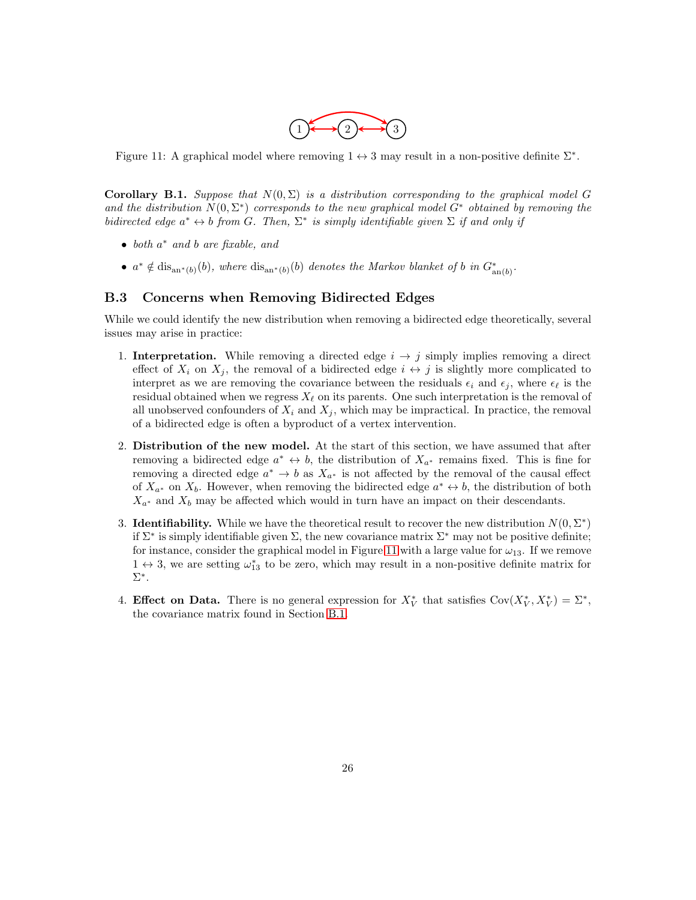1 2 3

Figure 11: A graphical model where removing $1 \leftrightarrow 3$ may result in a non-positive definite $\Sigma^*$.

**Corollary B.1.** *Suppose that $N(0, \Sigma)$ is a distribution corresponding to the graphical model $G$ and the distribution $N(0, \Sigma^*)$ corresponds to the new graphical model $G^*$ obtained by removing the bidirected edge $a^* \leftrightarrow b$ from $G$. Then, $\Sigma^*$ is simply identifiable given $\Sigma$ if and only if*

- *both $a^*$ and $b$ are fixable, and*
- *$a^* \notin \text{dis}_{\text{an}^*(b)}(b)$, where $\text{dis}_{\text{an}^*(b)}(b)$ denotes the Markov blanket of $b$ in $G^*_{\text{an}(b)}$.*

## B.3 Concerns when Removing Bidirected Edges

While we could identify the new distribution when removing a bidirected edge theoretically, several issues may arise in practice:

1. **Interpretation.** While removing a directed edge $i \to j$ simply implies removing a direct effect of $X_i$ on $X_j$, the removal of a bidirected edge $i \leftrightarrow j$ is slightly more complicated to interpret as we are removing the covariance between the residuals $\epsilon_i$ and $\epsilon_j$, where $\epsilon_\ell$ is the residual obtained when we regress $X_\ell$ on its parents. One such interpretation is the removal of all unobserved confounders of $X_i$ and $X_j$, which may be impractical. In practice, the removal of a bidirected edge is often a byproduct of a vertex intervention.

2. **Distribution of the new model.** At the start of this section, we have assumed that after removing a bidirected edge $a^* \leftrightarrow b$, the distribution of $X_{a^*}$ remains fixed. This is fine for removing a directed edge $a^* \to b$ as $X_{a^*}$ is not affected by the removal of the causal effect of $X_{a^*}$ on $X_b$. However, when removing the bidirected edge $a^* \leftrightarrow b$, the distribution of both $X_{a^*}$ and $X_b$ may be affected which would in turn have an impact on their descendants.

3. **Identifiability.** While we have the theoretical result to recover the new distribution $N(0, \Sigma^*)$ if $\Sigma^*$ is simply identifiable given $\Sigma$, the new covariance matrix $\Sigma^*$ may not be positive definite; for instance, consider the graphical model in Figure 11 with a large value for $\omega_{13}$. If we remove $1 \leftrightarrow 3$, we are setting $\omega^*_{13}$ to be zero, which may result in a non-positive definite matrix for $\Sigma^*$.

4. **Effect on Data.** There is no general expression for $X^*_V$ that satisfies $\text{Cov}(X^*_V, X^*_V) = \Sigma^*$, the covariance matrix found in Section B.1.